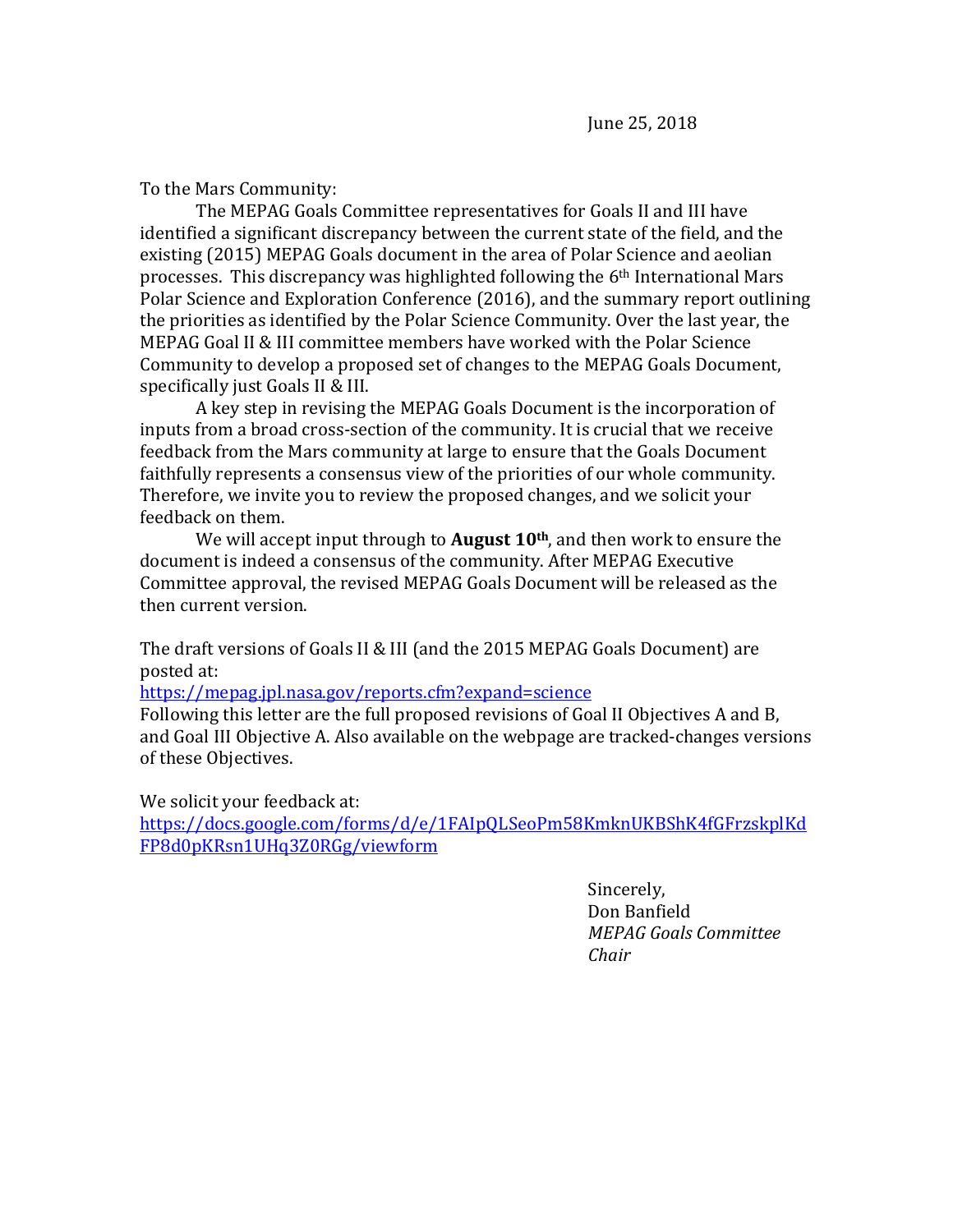June 25, 2018

To the Mars Community:

The MEPAG Goals Committee representatives for Goals II and III have identified a significant discrepancy between the current state of the field, and the existing (2015) MEPAG Goals document in the area of Polar Science and aeolian processes. This discrepancy was highlighted following the 6th International Mars Polar Science and Exploration Conference (2016), and the summary report outlining the priorities as identified by the Polar Science Community. Over the last year, the MEPAG Goal II & III committee members have worked with the Polar Science Community to develop a proposed set of changes to the MEPAG Goals Document, specifically just Goals II & III.

A key step in revising the MEPAG Goals Document is the incorporation of inputs from a broad cross-section of the community. It is crucial that we receive feedback from the Mars community at large to ensure that the Goals Document faithfully represents a consensus view of the priorities of our whole community. Therefore, we invite you to review the proposed changes, and we solicit your feedback on them.

We will accept input through to **August 10th**, and then work to ensure the document is indeed a consensus of the community. After MEPAG Executive Committee approval, the revised MEPAG Goals Document will be released as the then current version.

The draft versions of Goals II & III (and the 2015 MEPAG Goals Document) are posted at:
https://mepag.jpl.nasa.gov/reports.cfm?expand=science
Following this letter are the full proposed revisions of Goal II Objectives A and B, and Goal III Objective A. Also available on the webpage are tracked-changes versions of these Objectives.

We solicit your feedback at:
https://docs.google.com/forms/d/e/1FAIpQLSeoPm58KmknUKBShK4fGFrzskplKdFP8d0pKRsn1UHq3Z0RGg/viewform

Sincerely,
Don Banfield
*MEPAG Goals Committee Chair*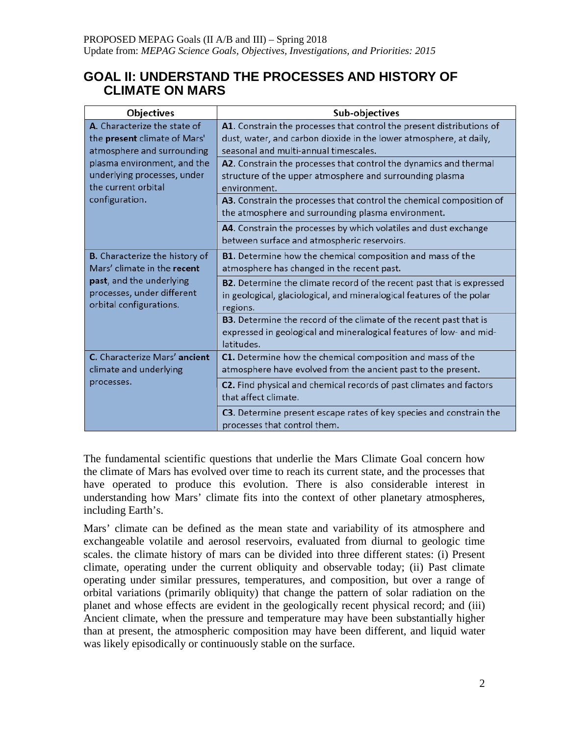PROPOSED MEPAG Goals (II A/B and III) – Spring 2018
Update from: *MEPAG Science Goals, Objectives, Investigations, and Priorities: 2015*

## GOAL II: UNDERSTAND THE PROCESSES AND HISTORY OF CLIMATE ON MARS

| Objectives | Sub-objectives |
|---|---|
| A. Characterize the state of the **present** climate of Mars' atmosphere and surrounding plasma environment, and the underlying processes, under the current orbital configuration. | **A1**. Constrain the processes that control the present distributions of dust, water, and carbon dioxide in the lower atmosphere, at daily, seasonal and multi-annual timescales. |
| | **A2**. Constrain the processes that control the dynamics and thermal structure of the upper atmosphere and surrounding plasma environment. |
| | **A3**. Constrain the processes that control the chemical composition of the atmosphere and surrounding plasma environment. |
| | **A4**. Constrain the processes by which volatiles and dust exchange between surface and atmospheric reservoirs. |
| **B.** Characterize the history of Mars' climate in the **recent past**, and the underlying processes, under different orbital configurations. | **B1.** Determine how the chemical composition and mass of the atmosphere has changed in the recent past. |
| | **B2.** Determine the climate record of the recent past that is expressed in geological, glaciological, and mineralogical features of the polar regions. |
| | **B3.** Determine the record of the climate of the recent past that is expressed in geological and mineralogical features of low- and mid-latitudes. |
| C. Characterize Mars' **ancient** climate and underlying processes. | **C1.** Determine how the chemical composition and mass of the atmosphere have evolved from the ancient past to the present. |
| | **C2.** Find physical and chemical records of past climates and factors that affect climate. |
| | **C3**. Determine present escape rates of key species and constrain the processes that control them. |

The fundamental scientific questions that underlie the Mars Climate Goal concern how the climate of Mars has evolved over time to reach its current state, and the processes that have operated to produce this evolution. There is also considerable interest in understanding how Mars' climate fits into the context of other planetary atmospheres, including Earth's.

Mars' climate can be defined as the mean state and variability of its atmosphere and exchangeable volatile and aerosol reservoirs, evaluated from diurnal to geologic time scales. the climate history of mars can be divided into three different states: (i) Present climate, operating under the current obliquity and observable today; (ii) Past climate operating under similar pressures, temperatures, and composition, but over a range of orbital variations (primarily obliquity) that change the pattern of solar radiation on the planet and whose effects are evident in the geologically recent physical record; and (iii) Ancient climate, when the pressure and temperature may have been substantially higher than at present, the atmospheric composition may have been different, and liquid water was likely episodically or continuously stable on the surface.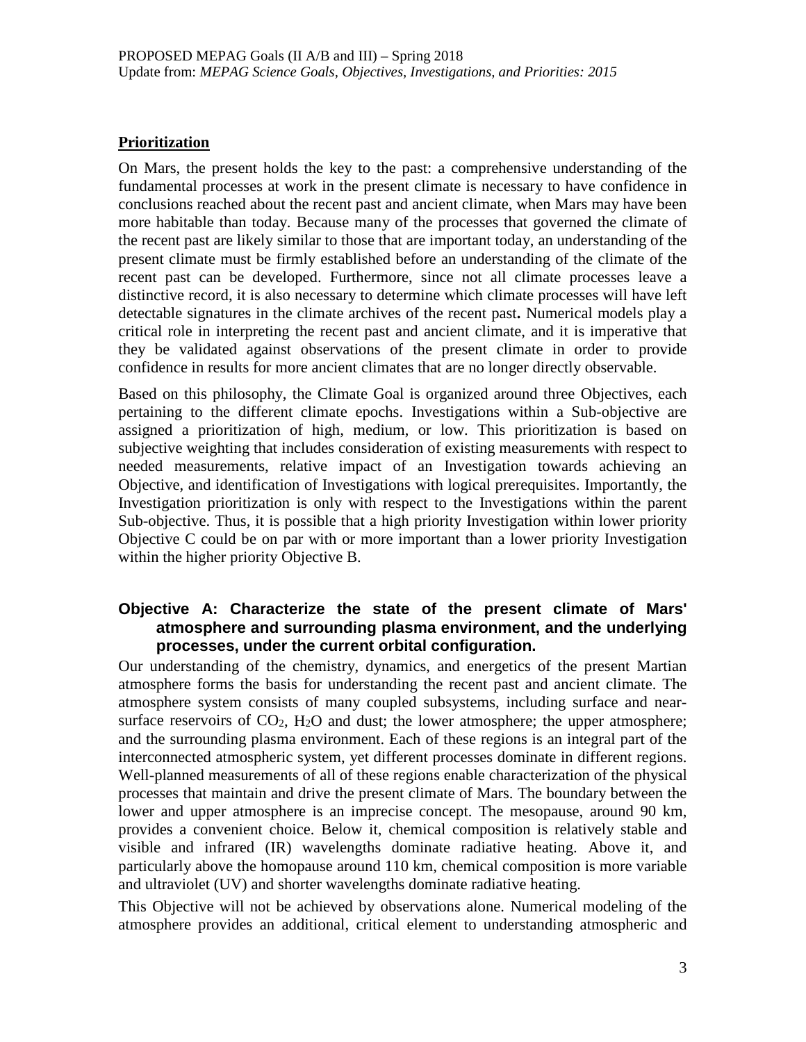## Prioritization

On Mars, the present holds the key to the past: a comprehensive understanding of the fundamental processes at work in the present climate is necessary to have confidence in conclusions reached about the recent past and ancient climate, when Mars may have been more habitable than today. Because many of the processes that governed the climate of the recent past are likely similar to those that are important today, an understanding of the present climate must be firmly established before an understanding of the climate of the recent past can be developed. Furthermore, since not all climate processes leave a distinctive record, it is also necessary to determine which climate processes will have left detectable signatures in the climate archives of the recent past**.** Numerical models play a critical role in interpreting the recent past and ancient climate, and it is imperative that they be validated against observations of the present climate in order to provide confidence in results for more ancient climates that are no longer directly observable.

Based on this philosophy, the Climate Goal is organized around three Objectives, each pertaining to the different climate epochs. Investigations within a Sub-objective are assigned a prioritization of high, medium, or low. This prioritization is based on subjective weighting that includes consideration of existing measurements with respect to needed measurements, relative impact of an Investigation towards achieving an Objective, and identification of Investigations with logical prerequisites. Importantly, the Investigation prioritization is only with respect to the Investigations within the parent Sub-objective. Thus, it is possible that a high priority Investigation within lower priority Objective C could be on par with or more important than a lower priority Investigation within the higher priority Objective B.

### Objective A: Characterize the state of the present climate of Mars' atmosphere and surrounding plasma environment, and the underlying processes, under the current orbital configuration.

Our understanding of the chemistry, dynamics, and energetics of the present Martian atmosphere forms the basis for understanding the recent past and ancient climate. The atmosphere system consists of many coupled subsystems, including surface and near-surface reservoirs of $CO_2$, $H_2O$ and dust; the lower atmosphere; the upper atmosphere; and the surrounding plasma environment. Each of these regions is an integral part of the interconnected atmospheric system, yet different processes dominate in different regions. Well-planned measurements of all of these regions enable characterization of the physical processes that maintain and drive the present climate of Mars. The boundary between the lower and upper atmosphere is an imprecise concept. The mesopause, around 90 km, provides a convenient choice. Below it, chemical composition is relatively stable and visible and infrared (IR) wavelengths dominate radiative heating. Above it, and particularly above the homopause around 110 km, chemical composition is more variable and ultraviolet (UV) and shorter wavelengths dominate radiative heating.

This Objective will not be achieved by observations alone. Numerical modeling of the atmosphere provides an additional, critical element to understanding atmospheric and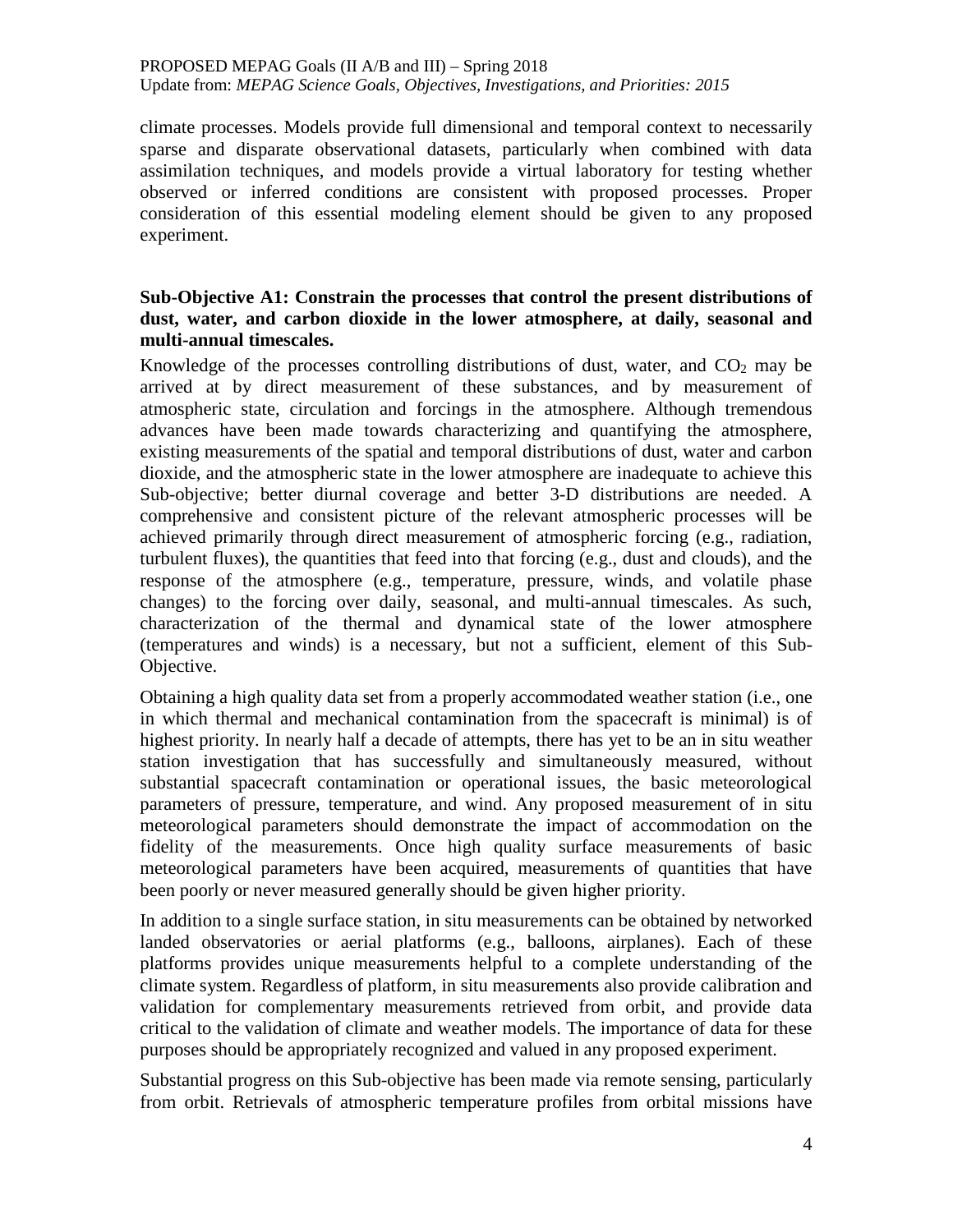climate processes. Models provide full dimensional and temporal context to necessarily sparse and disparate observational datasets, particularly when combined with data assimilation techniques, and models provide a virtual laboratory for testing whether observed or inferred conditions are consistent with proposed processes. Proper consideration of this essential modeling element should be given to any proposed experiment.

**Sub-Objective A1: Constrain the processes that control the present distributions of dust, water, and carbon dioxide in the lower atmosphere, at daily, seasonal and multi-annual timescales.**

Knowledge of the processes controlling distributions of dust, water, and $CO_2$ may be arrived at by direct measurement of these substances, and by measurement of atmospheric state, circulation and forcings in the atmosphere. Although tremendous advances have been made towards characterizing and quantifying the atmosphere, existing measurements of the spatial and temporal distributions of dust, water and carbon dioxide, and the atmospheric state in the lower atmosphere are inadequate to achieve this Sub-objective; better diurnal coverage and better 3-D distributions are needed. A comprehensive and consistent picture of the relevant atmospheric processes will be achieved primarily through direct measurement of atmospheric forcing (e.g., radiation, turbulent fluxes), the quantities that feed into that forcing (e.g., dust and clouds), and the response of the atmosphere (e.g., temperature, pressure, winds, and volatile phase changes) to the forcing over daily, seasonal, and multi-annual timescales. As such, characterization of the thermal and dynamical state of the lower atmosphere (temperatures and winds) is a necessary, but not a sufficient, element of this Sub-Objective.

Obtaining a high quality data set from a properly accommodated weather station (i.e., one in which thermal and mechanical contamination from the spacecraft is minimal) is of highest priority. In nearly half a decade of attempts, there has yet to be an in situ weather station investigation that has successfully and simultaneously measured, without substantial spacecraft contamination or operational issues, the basic meteorological parameters of pressure, temperature, and wind. Any proposed measurement of in situ meteorological parameters should demonstrate the impact of accommodation on the fidelity of the measurements. Once high quality surface measurements of basic meteorological parameters have been acquired, measurements of quantities that have been poorly or never measured generally should be given higher priority.

In addition to a single surface station, in situ measurements can be obtained by networked landed observatories or aerial platforms (e.g., balloons, airplanes). Each of these platforms provides unique measurements helpful to a complete understanding of the climate system. Regardless of platform, in situ measurements also provide calibration and validation for complementary measurements retrieved from orbit, and provide data critical to the validation of climate and weather models. The importance of data for these purposes should be appropriately recognized and valued in any proposed experiment.

Substantial progress on this Sub-objective has been made via remote sensing, particularly from orbit. Retrievals of atmospheric temperature profiles from orbital missions have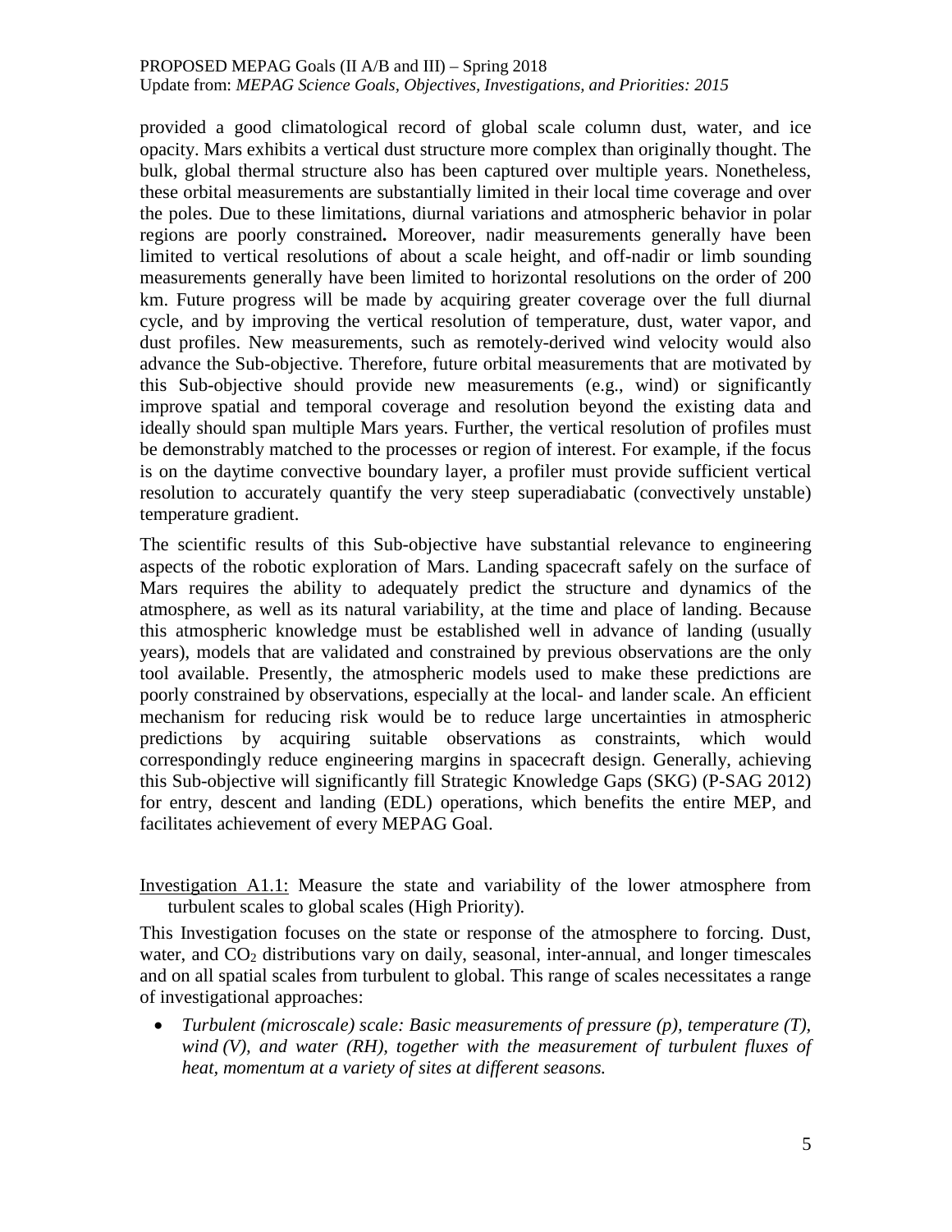provided a good climatological record of global scale column dust, water, and ice opacity. Mars exhibits a vertical dust structure more complex than originally thought. The bulk, global thermal structure also has been captured over multiple years. Nonetheless, these orbital measurements are substantially limited in their local time coverage and over the poles. Due to these limitations, diurnal variations and atmospheric behavior in polar regions are poorly constrained**.** Moreover, nadir measurements generally have been limited to vertical resolutions of about a scale height, and off-nadir or limb sounding measurements generally have been limited to horizontal resolutions on the order of 200 km. Future progress will be made by acquiring greater coverage over the full diurnal cycle, and by improving the vertical resolution of temperature, dust, water vapor, and dust profiles. New measurements, such as remotely-derived wind velocity would also advance the Sub-objective. Therefore, future orbital measurements that are motivated by this Sub-objective should provide new measurements (e.g., wind) or significantly improve spatial and temporal coverage and resolution beyond the existing data and ideally should span multiple Mars years. Further, the vertical resolution of profiles must be demonstrably matched to the processes or region of interest. For example, if the focus is on the daytime convective boundary layer, a profiler must provide sufficient vertical resolution to accurately quantify the very steep superadiabatic (convectively unstable) temperature gradient.

The scientific results of this Sub-objective have substantial relevance to engineering aspects of the robotic exploration of Mars. Landing spacecraft safely on the surface of Mars requires the ability to adequately predict the structure and dynamics of the atmosphere, as well as its natural variability, at the time and place of landing. Because this atmospheric knowledge must be established well in advance of landing (usually years), models that are validated and constrained by previous observations are the only tool available. Presently, the atmospheric models used to make these predictions are poorly constrained by observations, especially at the local- and lander scale. An efficient mechanism for reducing risk would be to reduce large uncertainties in atmospheric predictions by acquiring suitable observations as constraints, which would correspondingly reduce engineering margins in spacecraft design. Generally, achieving this Sub-objective will significantly fill Strategic Knowledge Gaps (SKG) (P-SAG 2012) for entry, descent and landing (EDL) operations, which benefits the entire MEP, and facilitates achievement of every MEPAG Goal.

Investigation A1.1: Measure the state and variability of the lower atmosphere from turbulent scales to global scales (High Priority).

This Investigation focuses on the state or response of the atmosphere to forcing. Dust, water, and $CO_2$ distributions vary on daily, seasonal, inter-annual, and longer timescales and on all spatial scales from turbulent to global. This range of scales necessitates a range of investigational approaches:

- *Turbulent (microscale) scale: Basic measurements of pressure (p), temperature (T), wind (V), and water (RH), together with the measurement of turbulent fluxes of heat, momentum at a variety of sites at different seasons.*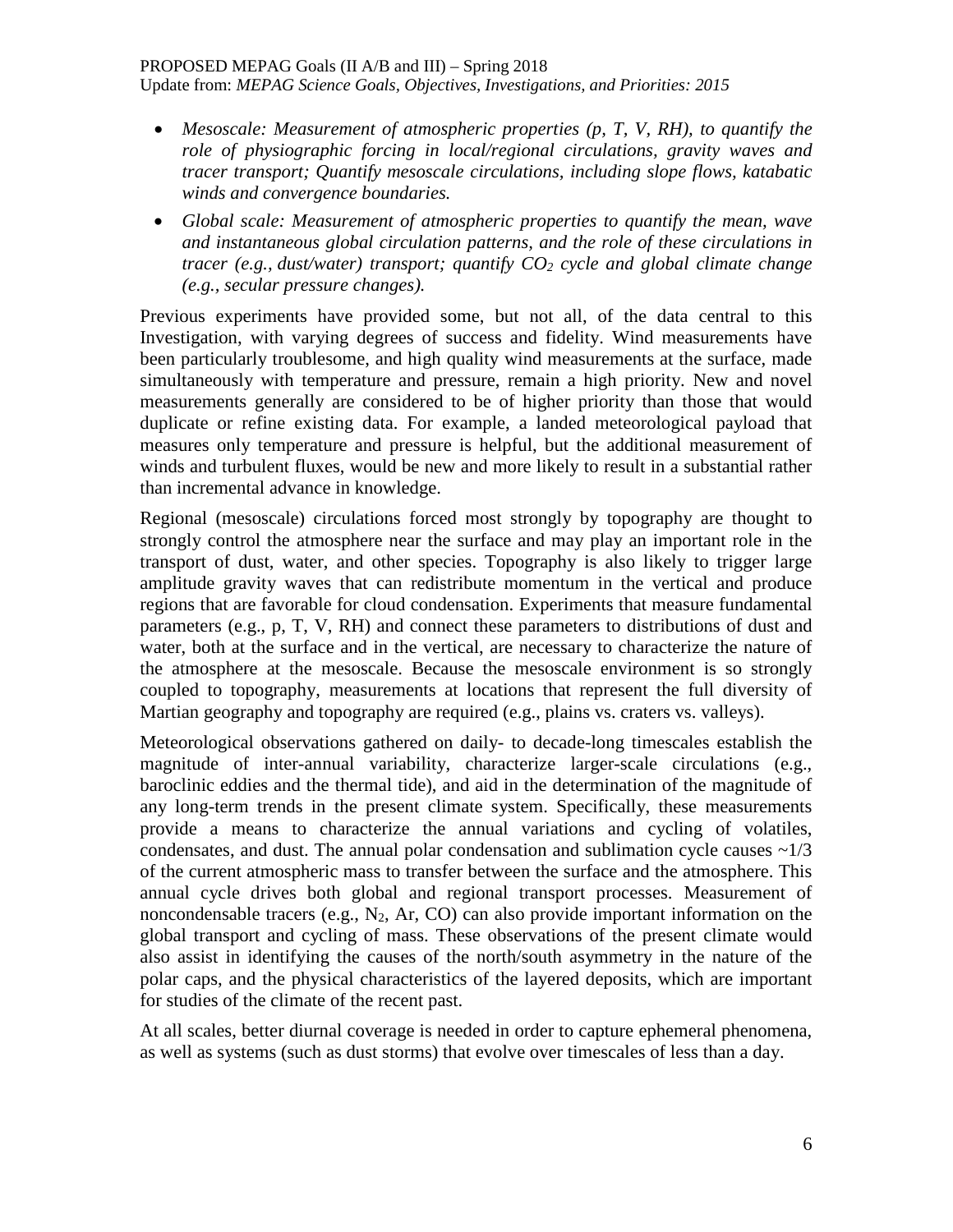- *Mesoscale: Measurement of atmospheric properties (p, T, V, RH), to quantify the role of physiographic forcing in local/regional circulations, gravity waves and tracer transport; Quantify mesoscale circulations, including slope flows, katabatic winds and convergence boundaries.*
- *Global scale: Measurement of atmospheric properties to quantify the mean, wave and instantaneous global circulation patterns, and the role of these circulations in tracer (e.g., dust/water) transport; quantify $CO_2$ cycle and global climate change (e.g., secular pressure changes).*

Previous experiments have provided some, but not all, of the data central to this Investigation, with varying degrees of success and fidelity. Wind measurements have been particularly troublesome, and high quality wind measurements at the surface, made simultaneously with temperature and pressure, remain a high priority. New and novel measurements generally are considered to be of higher priority than those that would duplicate or refine existing data. For example, a landed meteorological payload that measures only temperature and pressure is helpful, but the additional measurement of winds and turbulent fluxes, would be new and more likely to result in a substantial rather than incremental advance in knowledge.

Regional (mesoscale) circulations forced most strongly by topography are thought to strongly control the atmosphere near the surface and may play an important role in the transport of dust, water, and other species. Topography is also likely to trigger large amplitude gravity waves that can redistribute momentum in the vertical and produce regions that are favorable for cloud condensation. Experiments that measure fundamental parameters (e.g., p, T, V, RH) and connect these parameters to distributions of dust and water, both at the surface and in the vertical, are necessary to characterize the nature of the atmosphere at the mesoscale. Because the mesoscale environment is so strongly coupled to topography, measurements at locations that represent the full diversity of Martian geography and topography are required (e.g., plains vs. craters vs. valleys).

Meteorological observations gathered on daily- to decade-long timescales establish the magnitude of inter-annual variability, characterize larger-scale circulations (e.g., baroclinic eddies and the thermal tide), and aid in the determination of the magnitude of any long-term trends in the present climate system. Specifically, these measurements provide a means to characterize the annual variations and cycling of volatiles, condensates, and dust. The annual polar condensation and sublimation cycle causes ~1/3 of the current atmospheric mass to transfer between the surface and the atmosphere. This annual cycle drives both global and regional transport processes. Measurement of noncondensable tracers (e.g., $N_2$, Ar, CO) can also provide important information on the global transport and cycling of mass. These observations of the present climate would also assist in identifying the causes of the north/south asymmetry in the nature of the polar caps, and the physical characteristics of the layered deposits, which are important for studies of the climate of the recent past.

At all scales, better diurnal coverage is needed in order to capture ephemeral phenomena, as well as systems (such as dust storms) that evolve over timescales of less than a day.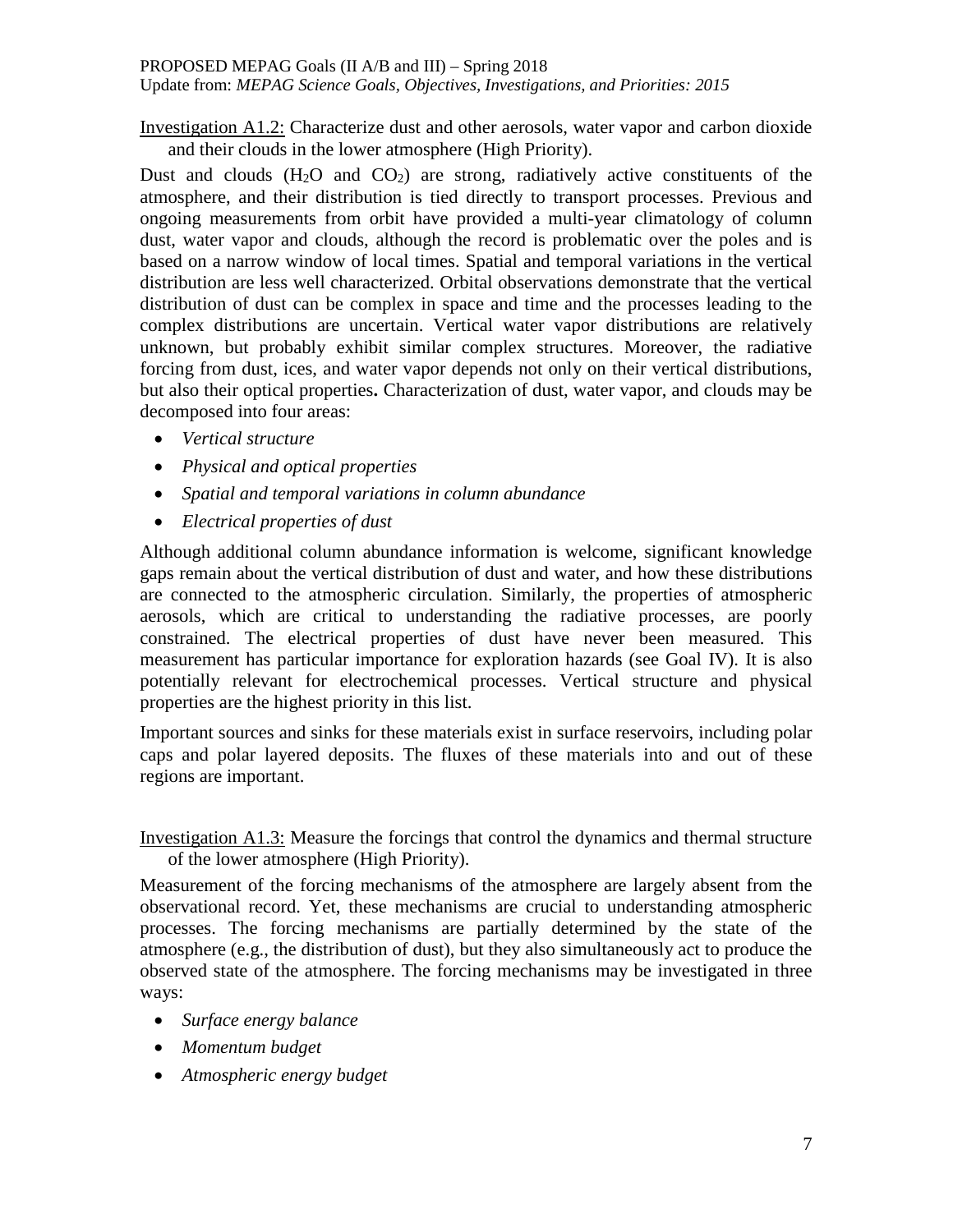Investigation A1.2: Characterize dust and other aerosols, water vapor and carbon dioxide and their clouds in the lower atmosphere (High Priority).

Dust and clouds ($H_2O$ and $CO_2$) are strong, radiatively active constituents of the atmosphere, and their distribution is tied directly to transport processes. Previous and ongoing measurements from orbit have provided a multi-year climatology of column dust, water vapor and clouds, although the record is problematic over the poles and is based on a narrow window of local times. Spatial and temporal variations in the vertical distribution are less well characterized. Orbital observations demonstrate that the vertical distribution of dust can be complex in space and time and the processes leading to the complex distributions are uncertain. Vertical water vapor distributions are relatively unknown, but probably exhibit similar complex structures. Moreover, the radiative forcing from dust, ices, and water vapor depends not only on their vertical distributions, but also their optical properties**.** Characterization of dust, water vapor, and clouds may be decomposed into four areas:

- *Vertical structure*
- *Physical and optical properties*
- *Spatial and temporal variations in column abundance*
- *Electrical properties of dust*

Although additional column abundance information is welcome, significant knowledge gaps remain about the vertical distribution of dust and water, and how these distributions are connected to the atmospheric circulation. Similarly, the properties of atmospheric aerosols, which are critical to understanding the radiative processes, are poorly constrained. The electrical properties of dust have never been measured. This measurement has particular importance for exploration hazards (see Goal IV). It is also potentially relevant for electrochemical processes. Vertical structure and physical properties are the highest priority in this list.

Important sources and sinks for these materials exist in surface reservoirs, including polar caps and polar layered deposits. The fluxes of these materials into and out of these regions are important.

Investigation A1.3: Measure the forcings that control the dynamics and thermal structure of the lower atmosphere (High Priority).

Measurement of the forcing mechanisms of the atmosphere are largely absent from the observational record. Yet, these mechanisms are crucial to understanding atmospheric processes. The forcing mechanisms are partially determined by the state of the atmosphere (e.g., the distribution of dust), but they also simultaneously act to produce the observed state of the atmosphere. The forcing mechanisms may be investigated in three ways:

- *Surface energy balance*
- *Momentum budget*
- *Atmospheric energy budget*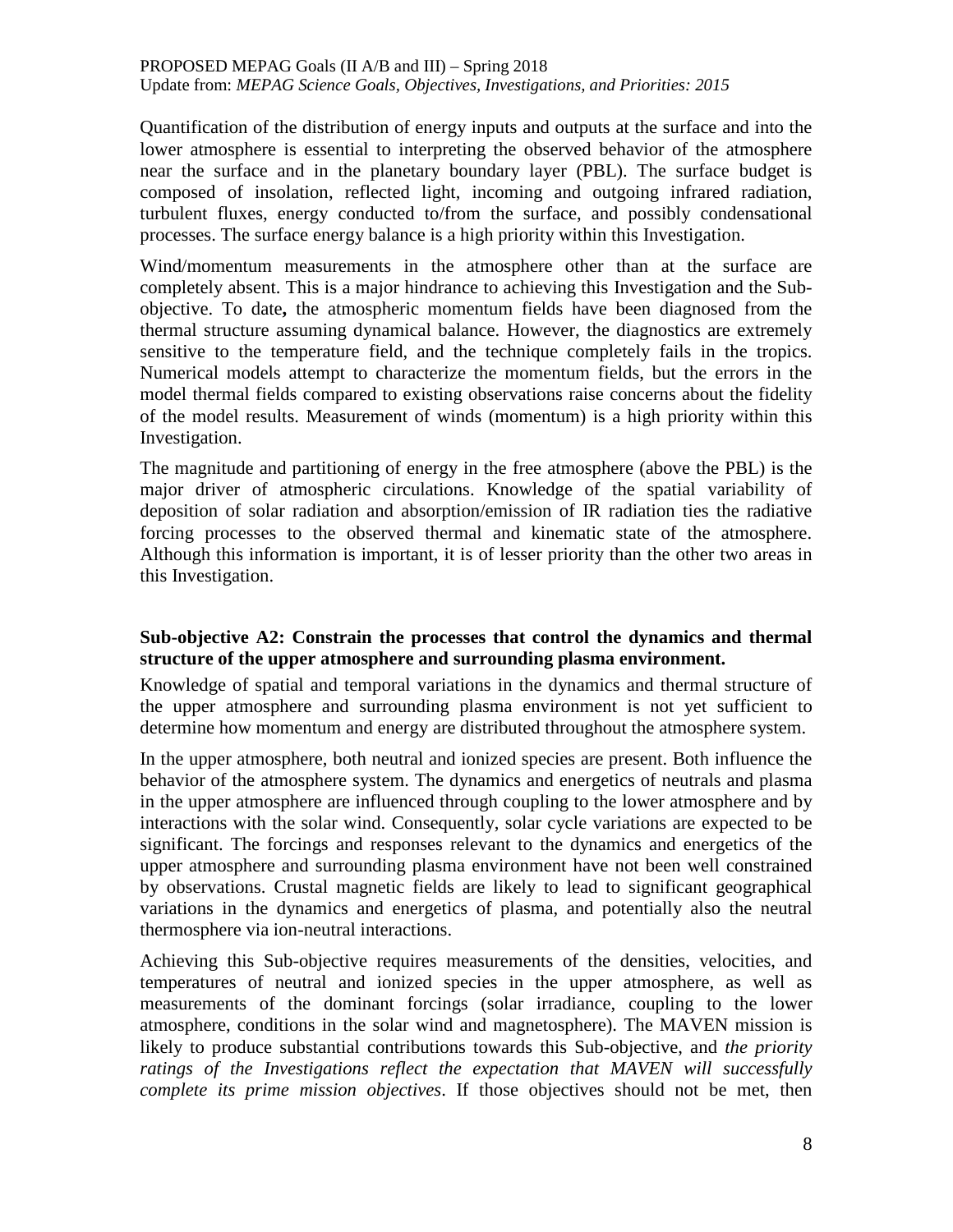Quantification of the distribution of energy inputs and outputs at the surface and into the lower atmosphere is essential to interpreting the observed behavior of the atmosphere near the surface and in the planetary boundary layer (PBL). The surface budget is composed of insolation, reflected light, incoming and outgoing infrared radiation, turbulent fluxes, energy conducted to/from the surface, and possibly condensational processes. The surface energy balance is a high priority within this Investigation.

Wind/momentum measurements in the atmosphere other than at the surface are completely absent. This is a major hindrance to achieving this Investigation and the Sub-objective. To date**,** the atmospheric momentum fields have been diagnosed from the thermal structure assuming dynamical balance. However, the diagnostics are extremely sensitive to the temperature field, and the technique completely fails in the tropics. Numerical models attempt to characterize the momentum fields, but the errors in the model thermal fields compared to existing observations raise concerns about the fidelity of the model results. Measurement of winds (momentum) is a high priority within this Investigation.

The magnitude and partitioning of energy in the free atmosphere (above the PBL) is the major driver of atmospheric circulations. Knowledge of the spatial variability of deposition of solar radiation and absorption/emission of IR radiation ties the radiative forcing processes to the observed thermal and kinematic state of the atmosphere. Although this information is important, it is of lesser priority than the other two areas in this Investigation.

### Sub-objective A2: Constrain the processes that control the dynamics and thermal structure of the upper atmosphere and surrounding plasma environment.

Knowledge of spatial and temporal variations in the dynamics and thermal structure of the upper atmosphere and surrounding plasma environment is not yet sufficient to determine how momentum and energy are distributed throughout the atmosphere system.

In the upper atmosphere, both neutral and ionized species are present. Both influence the behavior of the atmosphere system. The dynamics and energetics of neutrals and plasma in the upper atmosphere are influenced through coupling to the lower atmosphere and by interactions with the solar wind. Consequently, solar cycle variations are expected to be significant. The forcings and responses relevant to the dynamics and energetics of the upper atmosphere and surrounding plasma environment have not been well constrained by observations. Crustal magnetic fields are likely to lead to significant geographical variations in the dynamics and energetics of plasma, and potentially also the neutral thermosphere via ion-neutral interactions.

Achieving this Sub-objective requires measurements of the densities, velocities, and temperatures of neutral and ionized species in the upper atmosphere, as well as measurements of the dominant forcings (solar irradiance, coupling to the lower atmosphere, conditions in the solar wind and magnetosphere). The MAVEN mission is likely to produce substantial contributions towards this Sub-objective, and *the priority ratings of the Investigations reflect the expectation that MAVEN will successfully complete its prime mission objectives*. If those objectives should not be met, then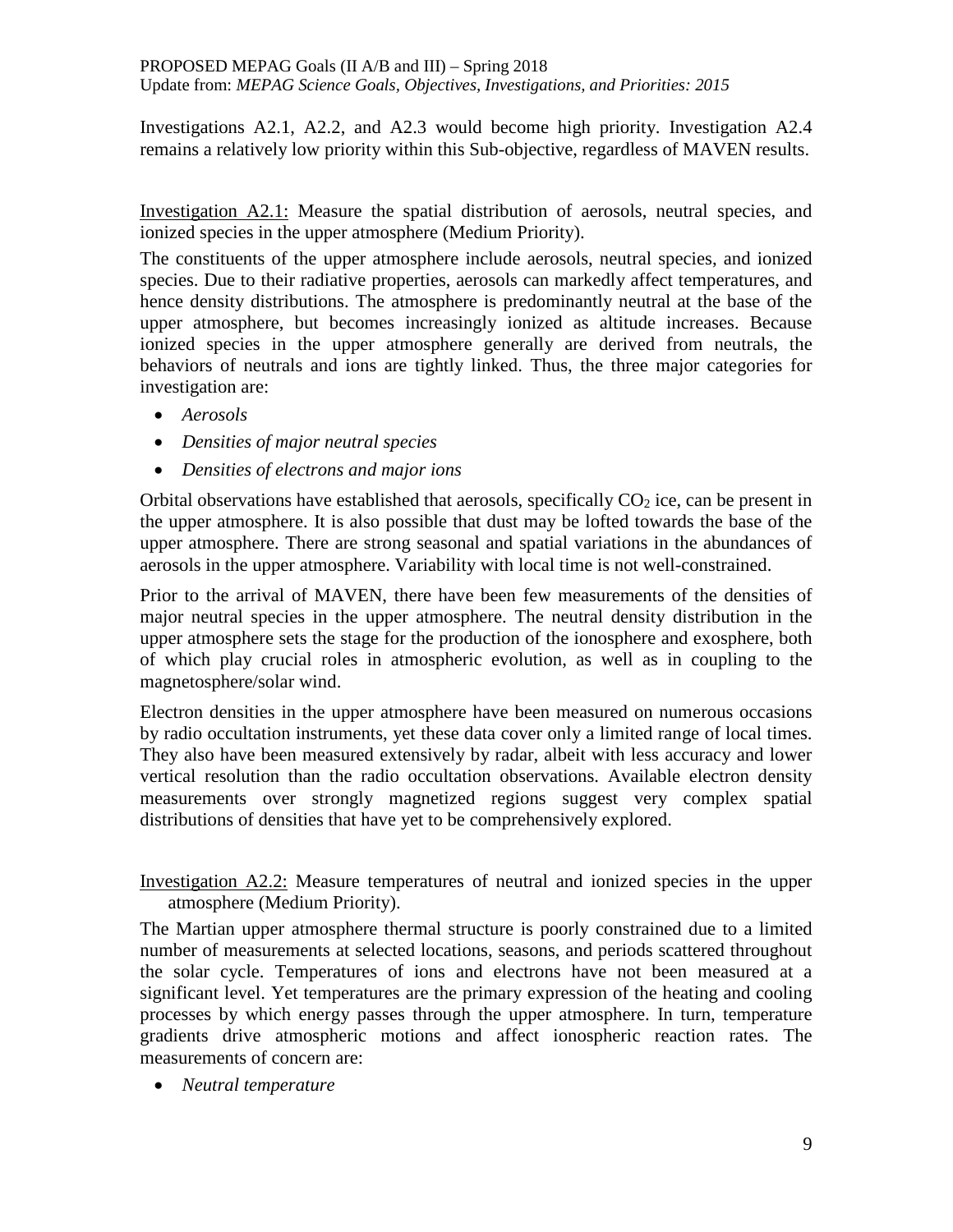Investigations A2.1, A2.2, and A2.3 would become high priority. Investigation A2.4 remains a relatively low priority within this Sub-objective, regardless of MAVEN results.

Investigation A2.1: Measure the spatial distribution of aerosols, neutral species, and ionized species in the upper atmosphere (Medium Priority).

The constituents of the upper atmosphere include aerosols, neutral species, and ionized species. Due to their radiative properties, aerosols can markedly affect temperatures, and hence density distributions. The atmosphere is predominantly neutral at the base of the upper atmosphere, but becomes increasingly ionized as altitude increases. Because ionized species in the upper atmosphere generally are derived from neutrals, the behaviors of neutrals and ions are tightly linked. Thus, the three major categories for investigation are:

- *Aerosols*
- *Densities of major neutral species*
- *Densities of electrons and major ions*

Orbital observations have established that aerosols, specifically $CO_2$ ice, can be present in the upper atmosphere. It is also possible that dust may be lofted towards the base of the upper atmosphere. There are strong seasonal and spatial variations in the abundances of aerosols in the upper atmosphere. Variability with local time is not well-constrained.

Prior to the arrival of MAVEN, there have been few measurements of the densities of major neutral species in the upper atmosphere. The neutral density distribution in the upper atmosphere sets the stage for the production of the ionosphere and exosphere, both of which play crucial roles in atmospheric evolution, as well as in coupling to the magnetosphere/solar wind.

Electron densities in the upper atmosphere have been measured on numerous occasions by radio occultation instruments, yet these data cover only a limited range of local times. They also have been measured extensively by radar, albeit with less accuracy and lower vertical resolution than the radio occultation observations. Available electron density measurements over strongly magnetized regions suggest very complex spatial distributions of densities that have yet to be comprehensively explored.

Investigation A2.2: Measure temperatures of neutral and ionized species in the upper atmosphere (Medium Priority).

The Martian upper atmosphere thermal structure is poorly constrained due to a limited number of measurements at selected locations, seasons, and periods scattered throughout the solar cycle. Temperatures of ions and electrons have not been measured at a significant level. Yet temperatures are the primary expression of the heating and cooling processes by which energy passes through the upper atmosphere. In turn, temperature gradients drive atmospheric motions and affect ionospheric reaction rates. The measurements of concern are:

- *Neutral temperature*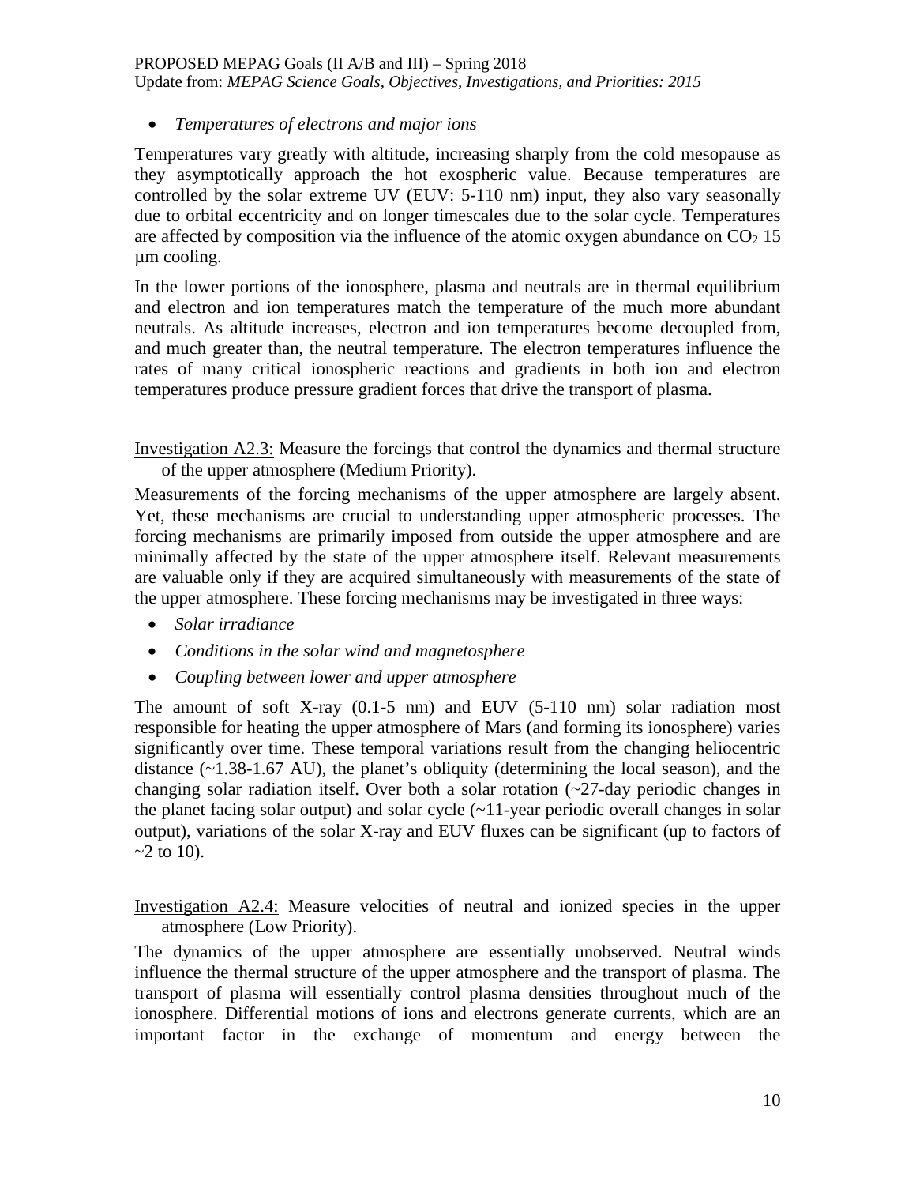- *Temperatures of electrons and major ions*

Temperatures vary greatly with altitude, increasing sharply from the cold mesopause as they asymptotically approach the hot exospheric value. Because temperatures are controlled by the solar extreme UV (EUV: 5-110 nm) input, they also vary seasonally due to orbital eccentricity and on longer timescales due to the solar cycle. Temperatures are affected by composition via the influence of the atomic oxygen abundance on $CO_2$ 15 µm cooling.

In the lower portions of the ionosphere, plasma and neutrals are in thermal equilibrium and electron and ion temperatures match the temperature of the much more abundant neutrals. As altitude increases, electron and ion temperatures become decoupled from, and much greater than, the neutral temperature. The electron temperatures influence the rates of many critical ionospheric reactions and gradients in both ion and electron temperatures produce pressure gradient forces that drive the transport of plasma.

Investigation A2.3: Measure the forcings that control the dynamics and thermal structure of the upper atmosphere (Medium Priority).

Measurements of the forcing mechanisms of the upper atmosphere are largely absent. Yet, these mechanisms are crucial to understanding upper atmospheric processes. The forcing mechanisms are primarily imposed from outside the upper atmosphere and are minimally affected by the state of the upper atmosphere itself. Relevant measurements are valuable only if they are acquired simultaneously with measurements of the state of the upper atmosphere. These forcing mechanisms may be investigated in three ways:

- *Solar irradiance*
- *Conditions in the solar wind and magnetosphere*
- *Coupling between lower and upper atmosphere*

The amount of soft X-ray (0.1-5 nm) and EUV (5-110 nm) solar radiation most responsible for heating the upper atmosphere of Mars (and forming its ionosphere) varies significantly over time. These temporal variations result from the changing heliocentric distance (~1.38-1.67 AU), the planet's obliquity (determining the local season), and the changing solar radiation itself. Over both a solar rotation (~27-day periodic changes in the planet facing solar output) and solar cycle (~11-year periodic overall changes in solar output), variations of the solar X-ray and EUV fluxes can be significant (up to factors of ~2 to 10).

Investigation A2.4: Measure velocities of neutral and ionized species in the upper atmosphere (Low Priority).

The dynamics of the upper atmosphere are essentially unobserved. Neutral winds influence the thermal structure of the upper atmosphere and the transport of plasma. The transport of plasma will essentially control plasma densities throughout much of the ionosphere. Differential motions of ions and electrons generate currents, which are an important factor in the exchange of momentum and energy between the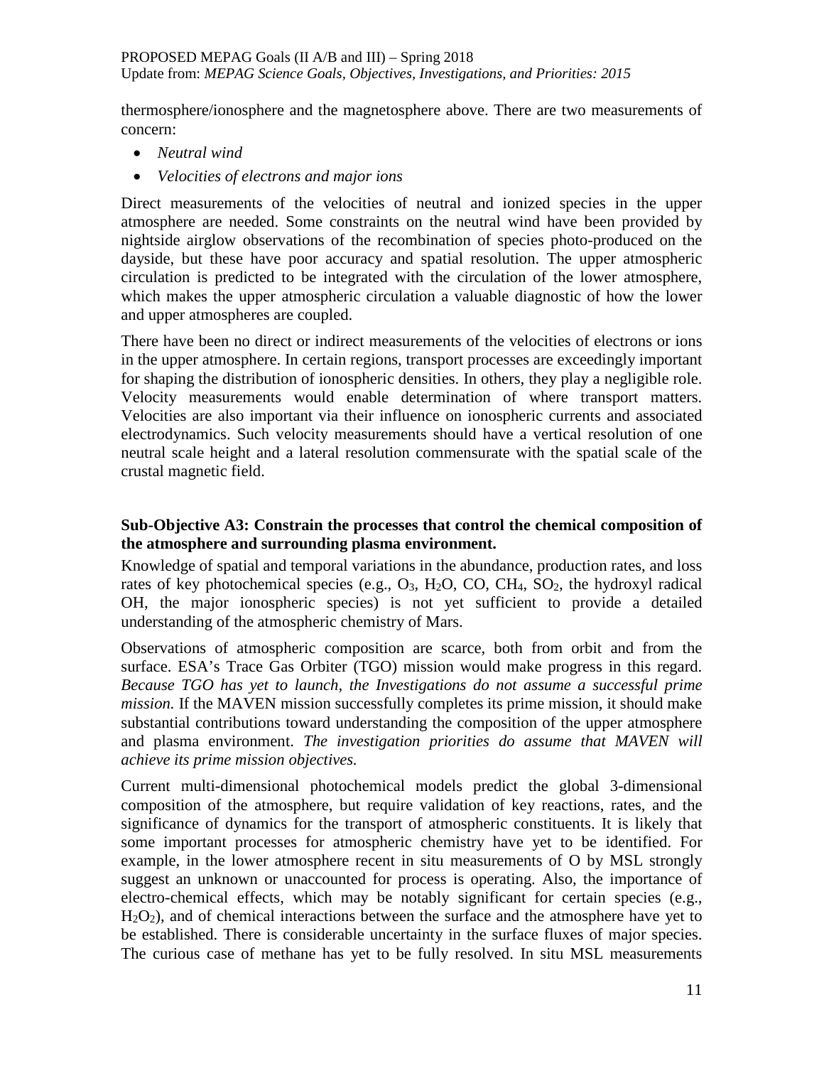thermosphere/ionosphere and the magnetosphere above. There are two measurements of concern:

- *Neutral wind*
- *Velocities of electrons and major ions*

Direct measurements of the velocities of neutral and ionized species in the upper atmosphere are needed. Some constraints on the neutral wind have been provided by nightside airglow observations of the recombination of species photo-produced on the dayside, but these have poor accuracy and spatial resolution. The upper atmospheric circulation is predicted to be integrated with the circulation of the lower atmosphere, which makes the upper atmospheric circulation a valuable diagnostic of how the lower and upper atmospheres are coupled.

There have been no direct or indirect measurements of the velocities of electrons or ions in the upper atmosphere. In certain regions, transport processes are exceedingly important for shaping the distribution of ionospheric densities. In others, they play a negligible role. Velocity measurements would enable determination of where transport matters. Velocities are also important via their influence on ionospheric currents and associated electrodynamics. Such velocity measurements should have a vertical resolution of one neutral scale height and a lateral resolution commensurate with the spatial scale of the crustal magnetic field.

**Sub-Objective A3: Constrain the processes that control the chemical composition of the atmosphere and surrounding plasma environment.**

Knowledge of spatial and temporal variations in the abundance, production rates, and loss rates of key photochemical species (e.g., $O_3$, $H_2O$, CO, $CH_4$, $SO_2$, the hydroxyl radical OH, the major ionospheric species) is not yet sufficient to provide a detailed understanding of the atmospheric chemistry of Mars.

Observations of atmospheric composition are scarce, both from orbit and from the surface. ESA's Trace Gas Orbiter (TGO) mission would make progress in this regard. *Because TGO has yet to launch, the Investigations do not assume a successful prime mission.* If the MAVEN mission successfully completes its prime mission, it should make substantial contributions toward understanding the composition of the upper atmosphere and plasma environment. *The investigation priorities do assume that MAVEN will achieve its prime mission objectives.*

Current multi-dimensional photochemical models predict the global 3-dimensional composition of the atmosphere, but require validation of key reactions, rates, and the significance of dynamics for the transport of atmospheric constituents. It is likely that some important processes for atmospheric chemistry have yet to be identified. For example, in the lower atmosphere recent in situ measurements of O by MSL strongly suggest an unknown or unaccounted for process is operating. Also, the importance of electro-chemical effects, which may be notably significant for certain species (e.g., $H_2O_2$), and of chemical interactions between the surface and the atmosphere have yet to be established. There is considerable uncertainty in the surface fluxes of major species. The curious case of methane has yet to be fully resolved. In situ MSL measurements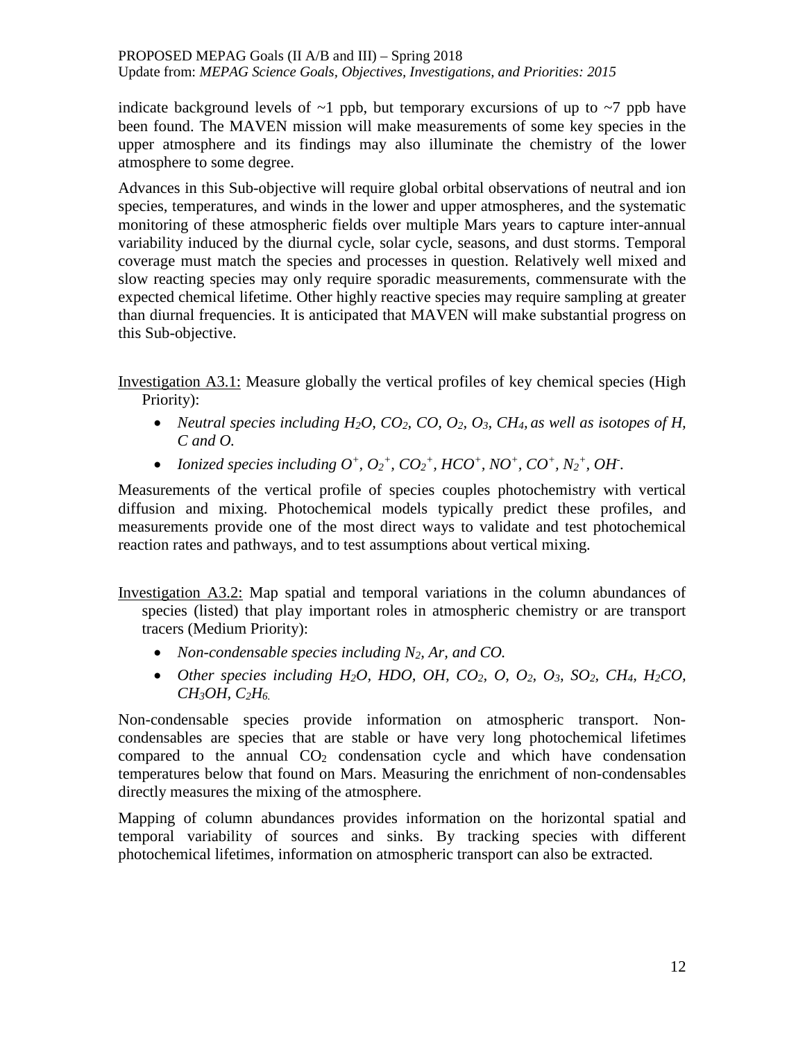indicate background levels of ~1 ppb, but temporary excursions of up to ~7 ppb have been found. The MAVEN mission will make measurements of some key species in the upper atmosphere and its findings may also illuminate the chemistry of the lower atmosphere to some degree.

Advances in this Sub-objective will require global orbital observations of neutral and ion species, temperatures, and winds in the lower and upper atmospheres, and the systematic monitoring of these atmospheric fields over multiple Mars years to capture inter-annual variability induced by the diurnal cycle, solar cycle, seasons, and dust storms. Temporal coverage must match the species and processes in question. Relatively well mixed and slow reacting species may only require sporadic measurements, commensurate with the expected chemical lifetime. Other highly reactive species may require sampling at greater than diurnal frequencies. It is anticipated that MAVEN will make substantial progress on this Sub-objective.

Investigation A3.1: Measure globally the vertical profiles of key chemical species (High Priority):

- *Neutral species including $H_2O$, $CO_2$, $CO$, $O_2$, $O_3$, $CH_4$, as well as isotopes of H, C and O.*
- *Ionized species including $O^+$, $O_2^+$, $CO_2^+$, $HCO^+$, $NO^+$, $CO^+$, $N_2^+$, $OH^-$.*

Measurements of the vertical profile of species couples photochemistry with vertical diffusion and mixing. Photochemical models typically predict these profiles, and measurements provide one of the most direct ways to validate and test photochemical reaction rates and pathways, and to test assumptions about vertical mixing.

Investigation A3.2: Map spatial and temporal variations in the column abundances of species (listed) that play important roles in atmospheric chemistry or are transport tracers (Medium Priority):

- *Non-condensable species including $N_2$, Ar, and CO.*
- *Other species including $H_2O$, HDO, OH, $CO_2$, O, $O_2$, $O_3$, $SO_2$, $CH_4$, $H_2CO$, $CH_3OH$, $C_2H_6$.*

Non-condensable species provide information on atmospheric transport. Non-condensables are species that are stable or have very long photochemical lifetimes compared to the annual $CO_2$ condensation cycle and which have condensation temperatures below that found on Mars. Measuring the enrichment of non-condensables directly measures the mixing of the atmosphere.

Mapping of column abundances provides information on the horizontal spatial and temporal variability of sources and sinks. By tracking species with different photochemical lifetimes, information on atmospheric transport can also be extracted.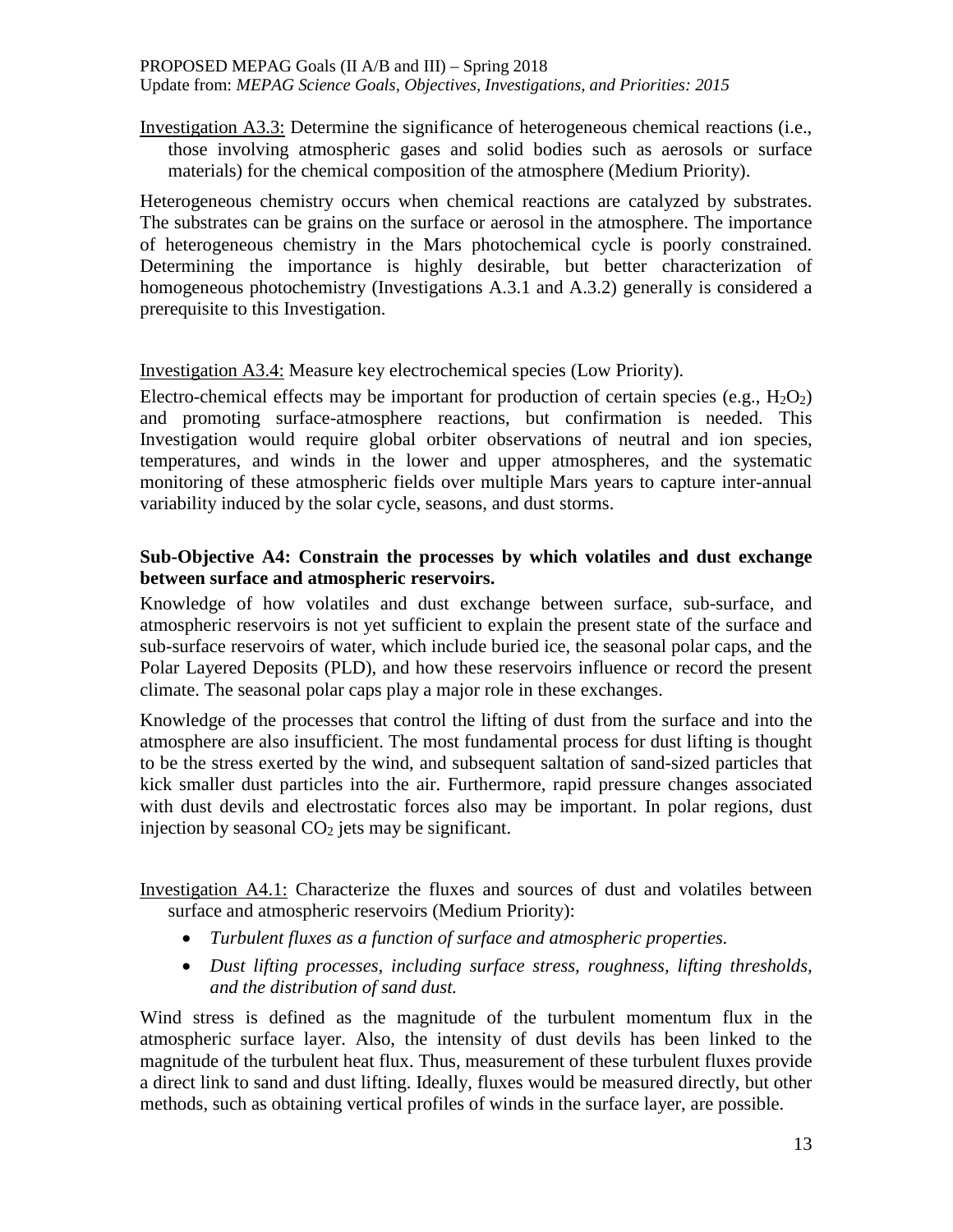Investigation A3.3: Determine the significance of heterogeneous chemical reactions (i.e., those involving atmospheric gases and solid bodies such as aerosols or surface materials) for the chemical composition of the atmosphere (Medium Priority).

Heterogeneous chemistry occurs when chemical reactions are catalyzed by substrates. The substrates can be grains on the surface or aerosol in the atmosphere. The importance of heterogeneous chemistry in the Mars photochemical cycle is poorly constrained. Determining the importance is highly desirable, but better characterization of homogeneous photochemistry (Investigations A.3.1 and A.3.2) generally is considered a prerequisite to this Investigation.

Investigation A3.4: Measure key electrochemical species (Low Priority).

Electro-chemical effects may be important for production of certain species (e.g., $H_2O_2$) and promoting surface-atmosphere reactions, but confirmation is needed. This Investigation would require global orbiter observations of neutral and ion species, temperatures, and winds in the lower and upper atmospheres, and the systematic monitoring of these atmospheric fields over multiple Mars years to capture inter-annual variability induced by the solar cycle, seasons, and dust storms.

**Sub-Objective A4: Constrain the processes by which volatiles and dust exchange between surface and atmospheric reservoirs.**

Knowledge of how volatiles and dust exchange between surface, sub-surface, and atmospheric reservoirs is not yet sufficient to explain the present state of the surface and sub-surface reservoirs of water, which include buried ice, the seasonal polar caps, and the Polar Layered Deposits (PLD), and how these reservoirs influence or record the present climate. The seasonal polar caps play a major role in these exchanges.

Knowledge of the processes that control the lifting of dust from the surface and into the atmosphere are also insufficient. The most fundamental process for dust lifting is thought to be the stress exerted by the wind, and subsequent saltation of sand-sized particles that kick smaller dust particles into the air. Furthermore, rapid pressure changes associated with dust devils and electrostatic forces also may be important. In polar regions, dust injection by seasonal $CO_2$ jets may be significant.

Investigation A4.1: Characterize the fluxes and sources of dust and volatiles between surface and atmospheric reservoirs (Medium Priority):

- *Turbulent fluxes as a function of surface and atmospheric properties.*
- *Dust lifting processes, including surface stress, roughness, lifting thresholds, and the distribution of sand dust.*

Wind stress is defined as the magnitude of the turbulent momentum flux in the atmospheric surface layer. Also, the intensity of dust devils has been linked to the magnitude of the turbulent heat flux. Thus, measurement of these turbulent fluxes provide a direct link to sand and dust lifting. Ideally, fluxes would be measured directly, but other methods, such as obtaining vertical profiles of winds in the surface layer, are possible.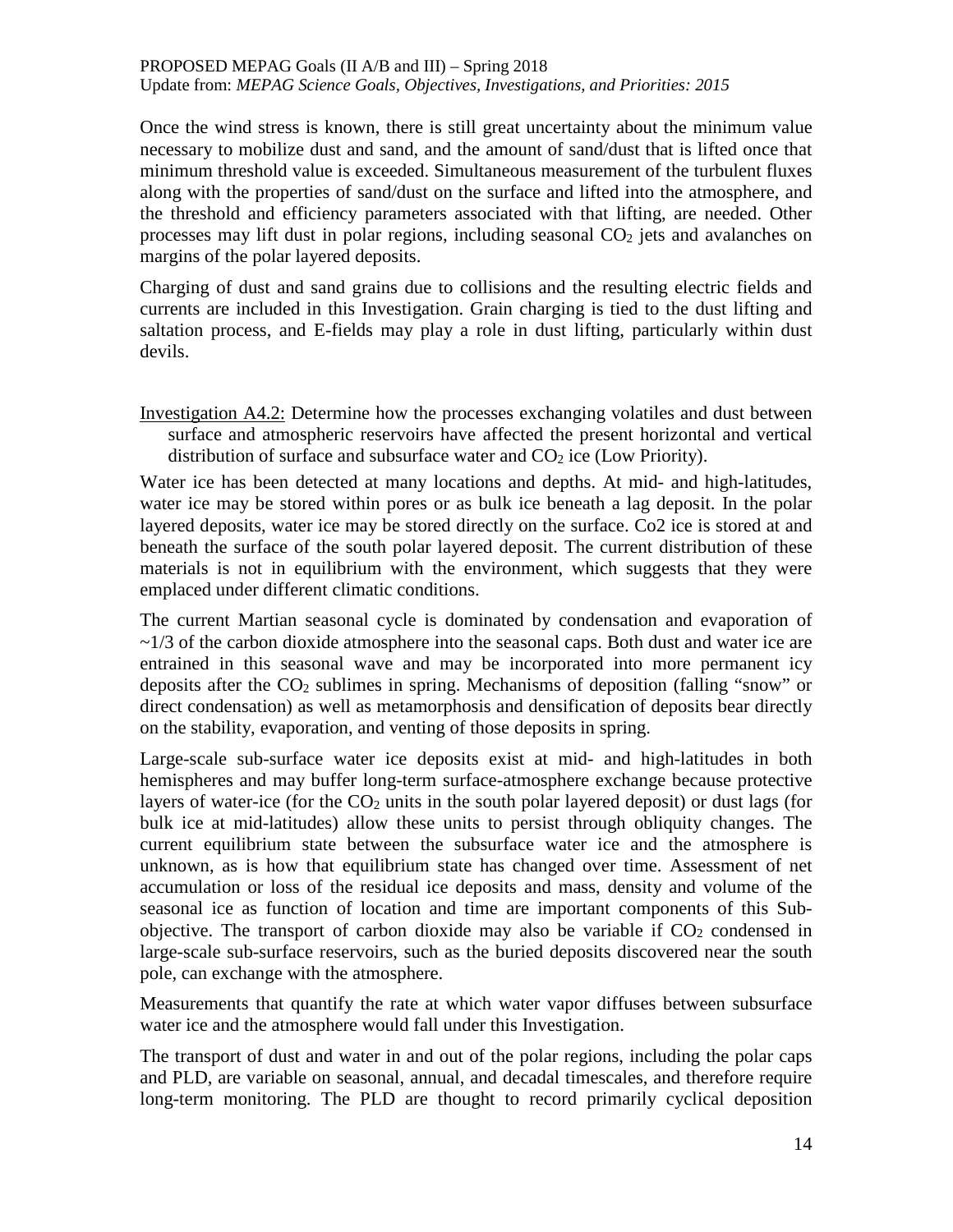Once the wind stress is known, there is still great uncertainty about the minimum value necessary to mobilize dust and sand, and the amount of sand/dust that is lifted once that minimum threshold value is exceeded. Simultaneous measurement of the turbulent fluxes along with the properties of sand/dust on the surface and lifted into the atmosphere, and the threshold and efficiency parameters associated with that lifting, are needed. Other processes may lift dust in polar regions, including seasonal $CO_2$ jets and avalanches on margins of the polar layered deposits.

Charging of dust and sand grains due to collisions and the resulting electric fields and currents are included in this Investigation. Grain charging is tied to the dust lifting and saltation process, and E-fields may play a role in dust lifting, particularly within dust devils.

Investigation A4.2: Determine how the processes exchanging volatiles and dust between surface and atmospheric reservoirs have affected the present horizontal and vertical distribution of surface and subsurface water and $CO_2$ ice (Low Priority).

Water ice has been detected at many locations and depths. At mid- and high-latitudes, water ice may be stored within pores or as bulk ice beneath a lag deposit. In the polar layered deposits, water ice may be stored directly on the surface. Co2 ice is stored at and beneath the surface of the south polar layered deposit. The current distribution of these materials is not in equilibrium with the environment, which suggests that they were emplaced under different climatic conditions.

The current Martian seasonal cycle is dominated by condensation and evaporation of ~1/3 of the carbon dioxide atmosphere into the seasonal caps. Both dust and water ice are entrained in this seasonal wave and may be incorporated into more permanent icy deposits after the $CO_2$ sublimes in spring. Mechanisms of deposition (falling "snow" or direct condensation) as well as metamorphosis and densification of deposits bear directly on the stability, evaporation, and venting of those deposits in spring.

Large-scale sub-surface water ice deposits exist at mid- and high-latitudes in both hemispheres and may buffer long-term surface-atmosphere exchange because protective layers of water-ice (for the $CO_2$ units in the south polar layered deposit) or dust lags (for bulk ice at mid-latitudes) allow these units to persist through obliquity changes. The current equilibrium state between the subsurface water ice and the atmosphere is unknown, as is how that equilibrium state has changed over time. Assessment of net accumulation or loss of the residual ice deposits and mass, density and volume of the seasonal ice as function of location and time are important components of this Sub-objective. The transport of carbon dioxide may also be variable if $CO_2$ condensed in large-scale sub-surface reservoirs, such as the buried deposits discovered near the south pole, can exchange with the atmosphere.

Measurements that quantify the rate at which water vapor diffuses between subsurface water ice and the atmosphere would fall under this Investigation.

The transport of dust and water in and out of the polar regions, including the polar caps and PLD, are variable on seasonal, annual, and decadal timescales, and therefore require long-term monitoring. The PLD are thought to record primarily cyclical deposition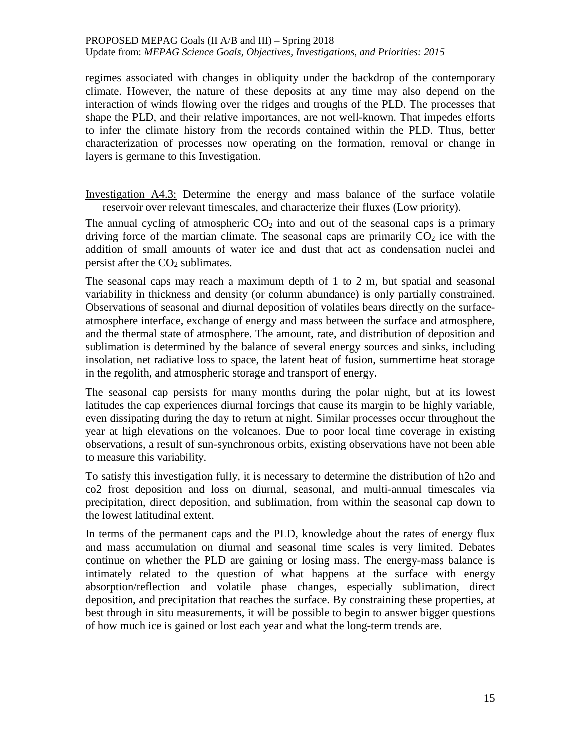regimes associated with changes in obliquity under the backdrop of the contemporary climate. However, the nature of these deposits at any time may also depend on the interaction of winds flowing over the ridges and troughs of the PLD. The processes that shape the PLD, and their relative importances, are not well-known. That impedes efforts to infer the climate history from the records contained within the PLD. Thus, better characterization of processes now operating on the formation, removal or change in layers is germane to this Investigation.

Investigation A4.3: Determine the energy and mass balance of the surface volatile reservoir over relevant timescales, and characterize their fluxes (Low priority).

The annual cycling of atmospheric $CO_2$ into and out of the seasonal caps is a primary driving force of the martian climate. The seasonal caps are primarily $CO_2$ ice with the addition of small amounts of water ice and dust that act as condensation nuclei and persist after the $CO_2$ sublimates.

The seasonal caps may reach a maximum depth of 1 to 2 m, but spatial and seasonal variability in thickness and density (or column abundance) is only partially constrained. Observations of seasonal and diurnal deposition of volatiles bears directly on the surface-atmosphere interface, exchange of energy and mass between the surface and atmosphere, and the thermal state of atmosphere. The amount, rate, and distribution of deposition and sublimation is determined by the balance of several energy sources and sinks, including insolation, net radiative loss to space, the latent heat of fusion, summertime heat storage in the regolith, and atmospheric storage and transport of energy.

The seasonal cap persists for many months during the polar night, but at its lowest latitudes the cap experiences diurnal forcings that cause its margin to be highly variable, even dissipating during the day to return at night. Similar processes occur throughout the year at high elevations on the volcanoes. Due to poor local time coverage in existing observations, a result of sun-synchronous orbits, existing observations have not been able to measure this variability.

To satisfy this investigation fully, it is necessary to determine the distribution of h2o and co2 frost deposition and loss on diurnal, seasonal, and multi-annual timescales via precipitation, direct deposition, and sublimation, from within the seasonal cap down to the lowest latitudinal extent.

In terms of the permanent caps and the PLD, knowledge about the rates of energy flux and mass accumulation on diurnal and seasonal time scales is very limited. Debates continue on whether the PLD are gaining or losing mass. The energy-mass balance is intimately related to the question of what happens at the surface with energy absorption/reflection and volatile phase changes, especially sublimation, direct deposition, and precipitation that reaches the surface. By constraining these properties, at best through in situ measurements, it will be possible to begin to answer bigger questions of how much ice is gained or lost each year and what the long-term trends are.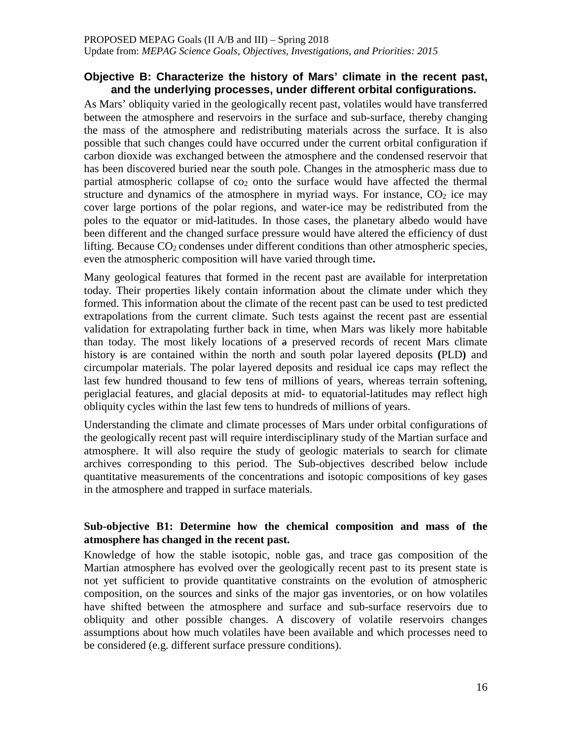## Objective B: Characterize the history of Mars' climate in the recent past, and the underlying processes, under different orbital configurations.

As Mars' obliquity varied in the geologically recent past, volatiles would have transferred between the atmosphere and reservoirs in the surface and sub-surface, thereby changing the mass of the atmosphere and redistributing materials across the surface. It is also possible that such changes could have occurred under the current orbital configuration if carbon dioxide was exchanged between the atmosphere and the condensed reservoir that has been discovered buried near the south pole. Changes in the atmospheric mass due to partial atmospheric collapse of $co_2$ onto the surface would have affected the thermal structure and dynamics of the atmosphere in myriad ways. For instance, $CO_2$ ice may cover large portions of the polar regions, and water-ice may be redistributed from the poles to the equator or mid-latitudes. In those cases, the planetary albedo would have been different and the changed surface pressure would have altered the efficiency of dust lifting. Because $CO_2$ condenses under different conditions than other atmospheric species, even the atmospheric composition will have varied through time**.**

Many geological features that formed in the recent past are available for interpretation today. Their properties likely contain information about the climate under which they formed. This information about the climate of the recent past can be used to test predicted extrapolations from the current climate. Such tests against the recent past are essential validation for extrapolating further back in time, when Mars was likely more habitable than today. The most likely locations of ~~a~~ preserved records of recent Mars climate history ~~is~~ are contained within the north and south polar layered deposits **(**PLD**)** and circumpolar materials. The polar layered deposits and residual ice caps may reflect the last few hundred thousand to few tens of millions of years, whereas terrain softening, periglacial features, and glacial deposits at mid- to equatorial-latitudes may reflect high obliquity cycles within the last few tens to hundreds of millions of years.

Understanding the climate and climate processes of Mars under orbital configurations of the geologically recent past will require interdisciplinary study of the Martian surface and atmosphere. It will also require the study of geologic materials to search for climate archives corresponding to this period. The Sub-objectives described below include quantitative measurements of the concentrations and isotopic compositions of key gases in the atmosphere and trapped in surface materials.

### Sub-objective B1: Determine how the chemical composition and mass of the atmosphere has changed in the recent past.

Knowledge of how the stable isotopic, noble gas, and trace gas composition of the Martian atmosphere has evolved over the geologically recent past to its present state is not yet sufficient to provide quantitative constraints on the evolution of atmospheric composition, on the sources and sinks of the major gas inventories, or on how volatiles have shifted between the atmosphere and surface and sub-surface reservoirs due to obliquity and other possible changes. A discovery of volatile reservoirs changes assumptions about how much volatiles have been available and which processes need to be considered (e.g. different surface pressure conditions).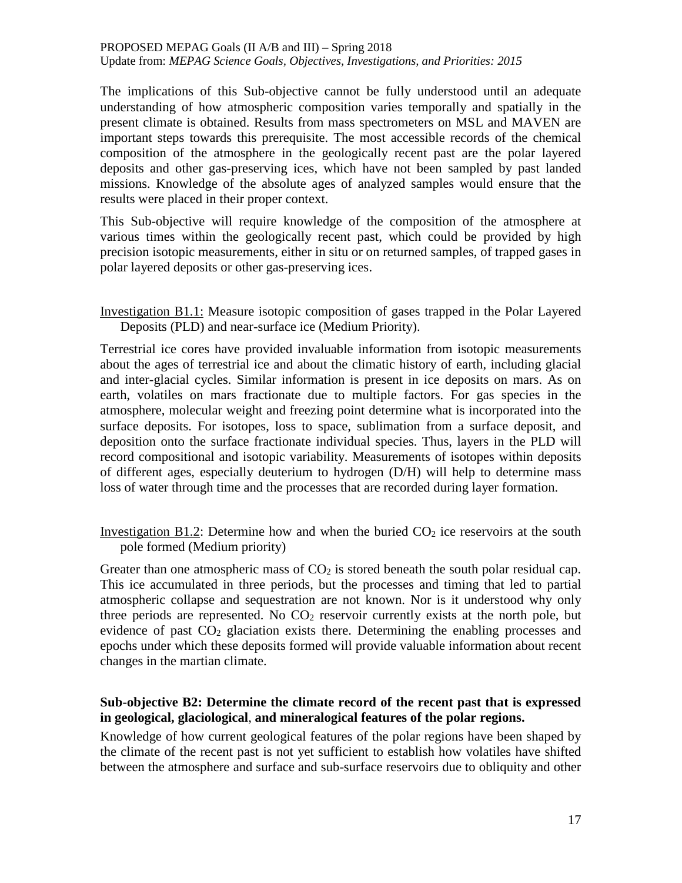The implications of this Sub-objective cannot be fully understood until an adequate understanding of how atmospheric composition varies temporally and spatially in the present climate is obtained. Results from mass spectrometers on MSL and MAVEN are important steps towards this prerequisite. The most accessible records of the chemical composition of the atmosphere in the geologically recent past are the polar layered deposits and other gas-preserving ices, which have not been sampled by past landed missions. Knowledge of the absolute ages of analyzed samples would ensure that the results were placed in their proper context.

This Sub-objective will require knowledge of the composition of the atmosphere at various times within the geologically recent past, which could be provided by high precision isotopic measurements, either in situ or on returned samples, of trapped gases in polar layered deposits or other gas-preserving ices.

Investigation B1.1: Measure isotopic composition of gases trapped in the Polar Layered Deposits (PLD) and near-surface ice (Medium Priority).

Terrestrial ice cores have provided invaluable information from isotopic measurements about the ages of terrestrial ice and about the climatic history of earth, including glacial and inter-glacial cycles. Similar information is present in ice deposits on mars. As on earth, volatiles on mars fractionate due to multiple factors. For gas species in the atmosphere, molecular weight and freezing point determine what is incorporated into the surface deposits. For isotopes, loss to space, sublimation from a surface deposit, and deposition onto the surface fractionate individual species. Thus, layers in the PLD will record compositional and isotopic variability. Measurements of isotopes within deposits of different ages, especially deuterium to hydrogen (D/H) will help to determine mass loss of water through time and the processes that are recorded during layer formation.

Investigation B1.2: Determine how and when the buried $CO_2$ ice reservoirs at the south pole formed (Medium priority)

Greater than one atmospheric mass of $CO_2$ is stored beneath the south polar residual cap. This ice accumulated in three periods, but the processes and timing that led to partial atmospheric collapse and sequestration are not known. Nor is it understood why only three periods are represented. No $CO_2$ reservoir currently exists at the north pole, but evidence of past $CO_2$ glaciation exists there. Determining the enabling processes and epochs under which these deposits formed will provide valuable information about recent changes in the martian climate.

**Sub-objective B2: Determine the climate record of the recent past that is expressed in geological, glaciological, and mineralogical features of the polar regions.**

Knowledge of how current geological features of the polar regions have been shaped by the climate of the recent past is not yet sufficient to establish how volatiles have shifted between the atmosphere and surface and sub-surface reservoirs due to obliquity and other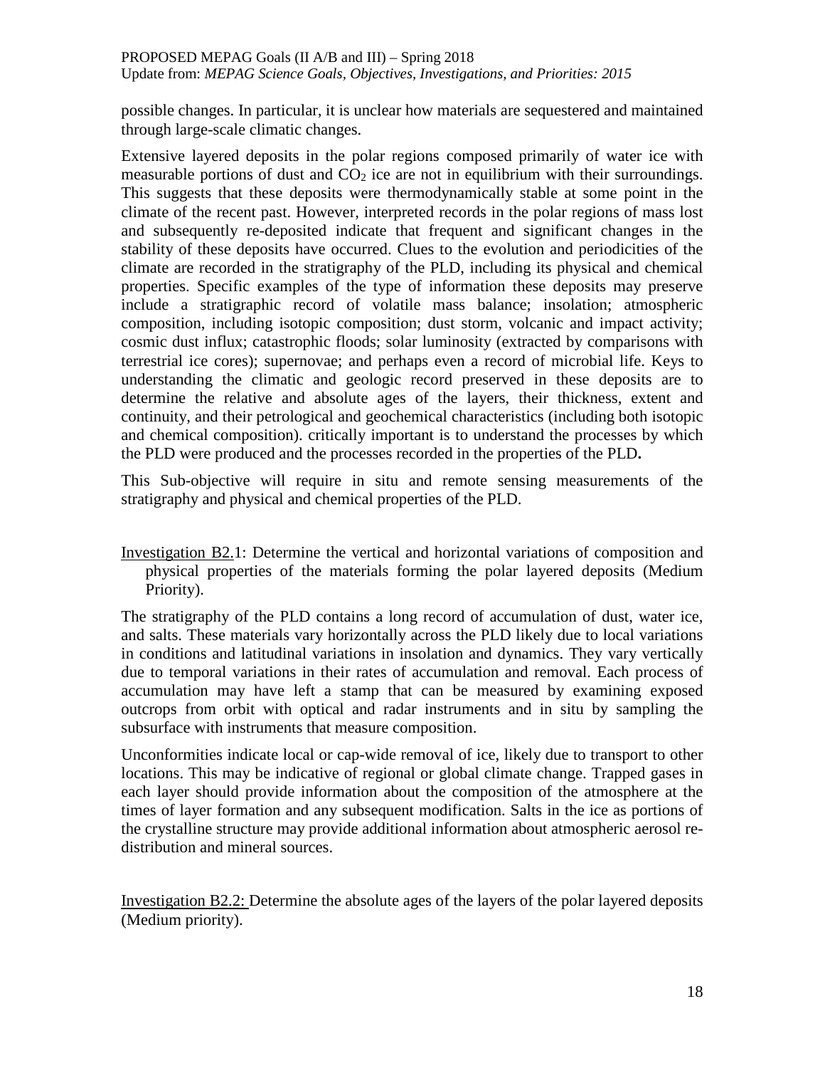possible changes. In particular, it is unclear how materials are sequestered and maintained through large-scale climatic changes.

Extensive layered deposits in the polar regions composed primarily of water ice with measurable portions of dust and $CO_2$ ice are not in equilibrium with their surroundings. This suggests that these deposits were thermodynamically stable at some point in the climate of the recent past. However, interpreted records in the polar regions of mass lost and subsequently re-deposited indicate that frequent and significant changes in the stability of these deposits have occurred. Clues to the evolution and periodicities of the climate are recorded in the stratigraphy of the PLD, including its physical and chemical properties. Specific examples of the type of information these deposits may preserve include a stratigraphic record of volatile mass balance; insolation; atmospheric composition, including isotopic composition; dust storm, volcanic and impact activity; cosmic dust influx; catastrophic floods; solar luminosity (extracted by comparisons with terrestrial ice cores); supernovae; and perhaps even a record of microbial life. Keys to understanding the climatic and geologic record preserved in these deposits are to determine the relative and absolute ages of the layers, their thickness, extent and continuity, and their petrological and geochemical characteristics (including both isotopic and chemical composition). critically important is to understand the processes by which the PLD were produced and the processes recorded in the properties of the PLD**.**

This Sub-objective will require in situ and remote sensing measurements of the stratigraphy and physical and chemical properties of the PLD.

<u>Investigation B2.1</u>: Determine the vertical and horizontal variations of composition and physical properties of the materials forming the polar layered deposits (Medium Priority).

The stratigraphy of the PLD contains a long record of accumulation of dust, water ice, and salts. These materials vary horizontally across the PLD likely due to local variations in conditions and latitudinal variations in insolation and dynamics. They vary vertically due to temporal variations in their rates of accumulation and removal. Each process of accumulation may have left a stamp that can be measured by examining exposed outcrops from orbit with optical and radar instruments and in situ by sampling the subsurface with instruments that measure composition.

Unconformities indicate local or cap-wide removal of ice, likely due to transport to other locations. This may be indicative of regional or global climate change. Trapped gases in each layer should provide information about the composition of the atmosphere at the times of layer formation and any subsequent modification. Salts in the ice as portions of the crystalline structure may provide additional information about atmospheric aerosol re-distribution and mineral sources.

<u>Investigation B2.2:</u> Determine the absolute ages of the layers of the polar layered deposits (Medium priority).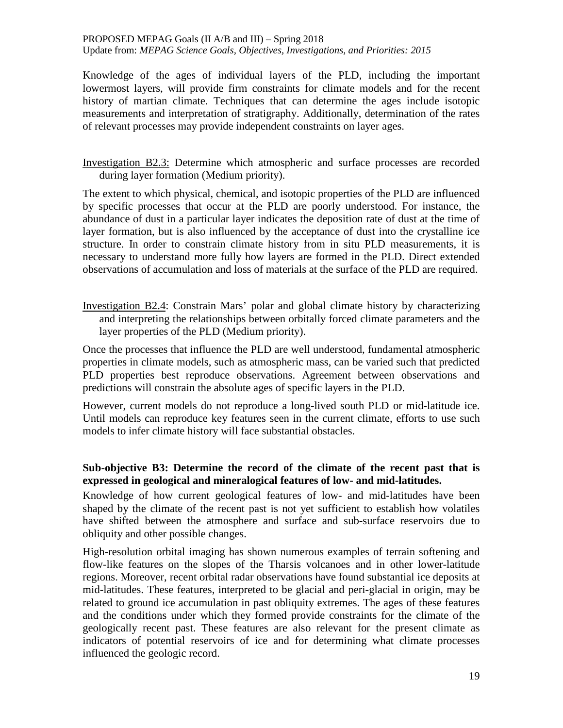Knowledge of the ages of individual layers of the PLD, including the important lowermost layers, will provide firm constraints for climate models and for the recent history of martian climate. Techniques that can determine the ages include isotopic measurements and interpretation of stratigraphy. Additionally, determination of the rates of relevant processes may provide independent constraints on layer ages.

Investigation B2.3: Determine which atmospheric and surface processes are recorded during layer formation (Medium priority).

The extent to which physical, chemical, and isotopic properties of the PLD are influenced by specific processes that occur at the PLD are poorly understood. For instance, the abundance of dust in a particular layer indicates the deposition rate of dust at the time of layer formation, but is also influenced by the acceptance of dust into the crystalline ice structure. In order to constrain climate history from in situ PLD measurements, it is necessary to understand more fully how layers are formed in the PLD. Direct extended observations of accumulation and loss of materials at the surface of the PLD are required.

Investigation B2.4: Constrain Mars' polar and global climate history by characterizing and interpreting the relationships between orbitally forced climate parameters and the layer properties of the PLD (Medium priority).

Once the processes that influence the PLD are well understood, fundamental atmospheric properties in climate models, such as atmospheric mass, can be varied such that predicted PLD properties best reproduce observations. Agreement between observations and predictions will constrain the absolute ages of specific layers in the PLD.

However, current models do not reproduce a long-lived south PLD or mid-latitude ice. Until models can reproduce key features seen in the current climate, efforts to use such models to infer climate history will face substantial obstacles.

**Sub-objective B3: Determine the record of the climate of the recent past that is expressed in geological and mineralogical features of low- and mid-latitudes.**

Knowledge of how current geological features of low- and mid-latitudes have been shaped by the climate of the recent past is not yet sufficient to establish how volatiles have shifted between the atmosphere and surface and sub-surface reservoirs due to obliquity and other possible changes.

High-resolution orbital imaging has shown numerous examples of terrain softening and flow-like features on the slopes of the Tharsis volcanoes and in other lower-latitude regions. Moreover, recent orbital radar observations have found substantial ice deposits at mid-latitudes. These features, interpreted to be glacial and peri-glacial in origin, may be related to ground ice accumulation in past obliquity extremes. The ages of these features and the conditions under which they formed provide constraints for the climate of the geologically recent past. These features are also relevant for the present climate as indicators of potential reservoirs of ice and for determining what climate processes influenced the geologic record.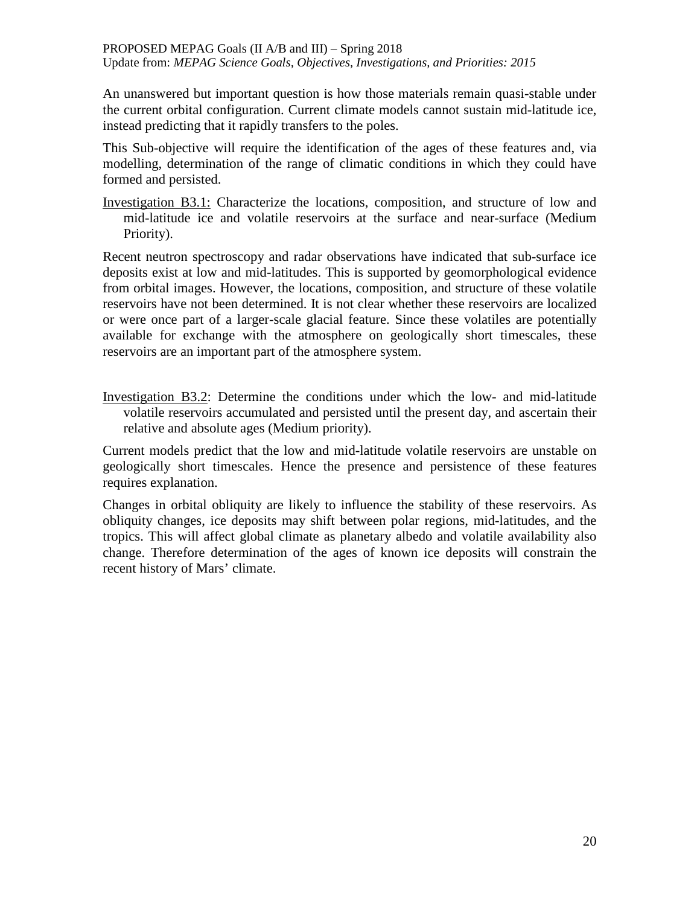An unanswered but important question is how those materials remain quasi-stable under the current orbital configuration. Current climate models cannot sustain mid-latitude ice, instead predicting that it rapidly transfers to the poles.

This Sub-objective will require the identification of the ages of these features and, via modelling, determination of the range of climatic conditions in which they could have formed and persisted.

Investigation B3.1: Characterize the locations, composition, and structure of low and mid-latitude ice and volatile reservoirs at the surface and near-surface (Medium Priority).

Recent neutron spectroscopy and radar observations have indicated that sub-surface ice deposits exist at low and mid-latitudes. This is supported by geomorphological evidence from orbital images. However, the locations, composition, and structure of these volatile reservoirs have not been determined. It is not clear whether these reservoirs are localized or were once part of a larger-scale glacial feature. Since these volatiles are potentially available for exchange with the atmosphere on geologically short timescales, these reservoirs are an important part of the atmosphere system.

Investigation B3.2: Determine the conditions under which the low- and mid-latitude volatile reservoirs accumulated and persisted until the present day, and ascertain their relative and absolute ages (Medium priority).

Current models predict that the low and mid-latitude volatile reservoirs are unstable on geologically short timescales. Hence the presence and persistence of these features requires explanation.

Changes in orbital obliquity are likely to influence the stability of these reservoirs. As obliquity changes, ice deposits may shift between polar regions, mid-latitudes, and the tropics. This will affect global climate as planetary albedo and volatile availability also change. Therefore determination of the ages of known ice deposits will constrain the recent history of Mars' climate.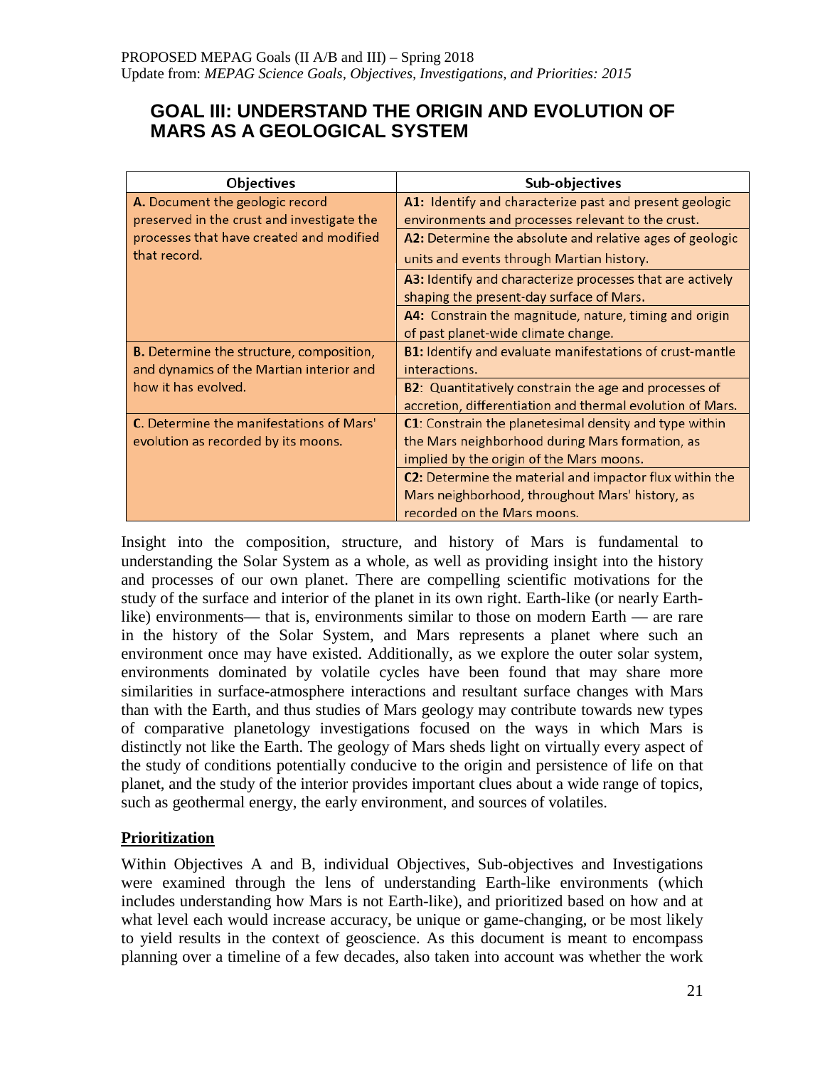PROPOSED MEPAG Goals (II A/B and III) – Spring 2018
Update from: *MEPAG Science Goals, Objectives, Investigations, and Priorities: 2015*

# GOAL III: UNDERSTAND THE ORIGIN AND EVOLUTION OF MARS AS A GEOLOGICAL SYSTEM

| Objectives | Sub-objectives |
|---|---|
| **A.** Document the geologic record preserved in the crust and investigate the processes that have created and modified that record. | **A1:** Identify and characterize past and present geologic environments and processes relevant to the crust. |
| | **A2:** Determine the absolute and relative ages of geologic units and events through Martian history. |
| | **A3:** Identify and characterize processes that are actively shaping the present-day surface of Mars. |
| | **A4:** Constrain the magnitude, nature, timing and origin of past planet-wide climate change. |
| **B.** Determine the structure, composition, and dynamics of the Martian interior and how it has evolved. | **B1:** Identify and evaluate manifestations of crust-mantle interactions. |
| | **B2:** Quantitatively constrain the age and processes of accretion, differentiation and thermal evolution of Mars. |
| **C.** Determine the manifestations of Mars' evolution as recorded by its moons. | **C1:** Constrain the planetesimal density and type within the Mars neighborhood during Mars formation, as implied by the origin of the Mars moons. |
| | **C2:** Determine the material and impactor flux within the Mars neighborhood, throughout Mars' history, as recorded on the Mars moons. |

Insight into the composition, structure, and history of Mars is fundamental to understanding the Solar System as a whole, as well as providing insight into the history and processes of our own planet. There are compelling scientific motivations for the study of the surface and interior of the planet in its own right. Earth-like (or nearly Earth-like) environments— that is, environments similar to those on modern Earth — are rare in the history of the Solar System, and Mars represents a planet where such an environment once may have existed. Additionally, as we explore the outer solar system, environments dominated by volatile cycles have been found that may share more similarities in surface-atmosphere interactions and resultant surface changes with Mars than with the Earth, and thus studies of Mars geology may contribute towards new types of comparative planetology investigations focused on the ways in which Mars is distinctly not like the Earth. The geology of Mars sheds light on virtually every aspect of the study of conditions potentially conducive to the origin and persistence of life on that planet, and the study of the interior provides important clues about a wide range of topics, such as geothermal energy, the early environment, and sources of volatiles.

## Prioritization

Within Objectives A and B, individual Objectives, Sub-objectives and Investigations were examined through the lens of understanding Earth-like environments (which includes understanding how Mars is not Earth-like), and prioritized based on how and at what level each would increase accuracy, be unique or game-changing, or be most likely to yield results in the context of geoscience. As this document is meant to encompass planning over a timeline of a few decades, also taken into account was whether the work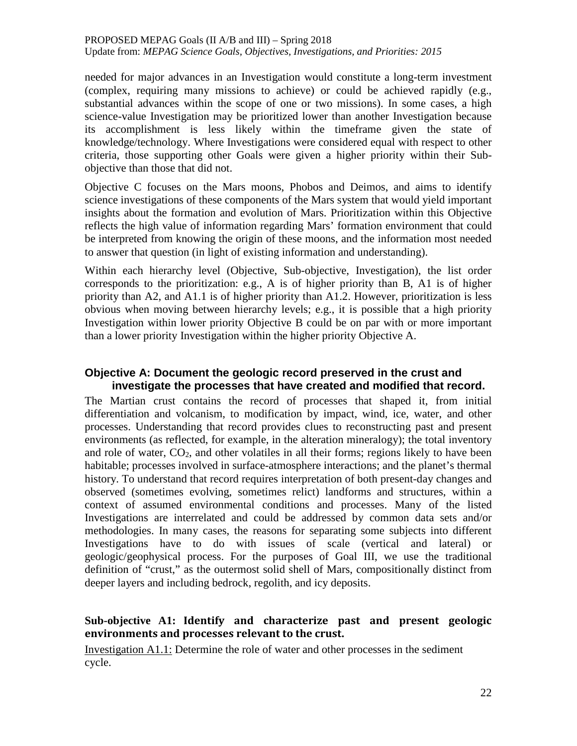needed for major advances in an Investigation would constitute a long-term investment (complex, requiring many missions to achieve) or could be achieved rapidly (e.g., substantial advances within the scope of one or two missions). In some cases, a high science-value Investigation may be prioritized lower than another Investigation because its accomplishment is less likely within the timeframe given the state of knowledge/technology. Where Investigations were considered equal with respect to other criteria, those supporting other Goals were given a higher priority within their Sub-objective than those that did not.

Objective C focuses on the Mars moons, Phobos and Deimos, and aims to identify science investigations of these components of the Mars system that would yield important insights about the formation and evolution of Mars. Prioritization within this Objective reflects the high value of information regarding Mars' formation environment that could be interpreted from knowing the origin of these moons, and the information most needed to answer that question (in light of existing information and understanding).

Within each hierarchy level (Objective, Sub-objective, Investigation), the list order corresponds to the prioritization: e.g., A is of higher priority than B, A1 is of higher priority than A2, and A1.1 is of higher priority than A1.2. However, prioritization is less obvious when moving between hierarchy levels; e.g., it is possible that a high priority Investigation within lower priority Objective B could be on par with or more important than a lower priority Investigation within the higher priority Objective A.

## Objective A: Document the geologic record preserved in the crust and investigate the processes that have created and modified that record.

The Martian crust contains the record of processes that shaped it, from initial differentiation and volcanism, to modification by impact, wind, ice, water, and other processes. Understanding that record provides clues to reconstructing past and present environments (as reflected, for example, in the alteration mineralogy); the total inventory and role of water, $CO_2$, and other volatiles in all their forms; regions likely to have been habitable; processes involved in surface-atmosphere interactions; and the planet's thermal history. To understand that record requires interpretation of both present-day changes and observed (sometimes evolving, sometimes relict) landforms and structures, within a context of assumed environmental conditions and processes. Many of the listed Investigations are interrelated and could be addressed by common data sets and/or methodologies. In many cases, the reasons for separating some subjects into different Investigations have to do with issues of scale (vertical and lateral) or geologic/geophysical process. For the purposes of Goal III, we use the traditional definition of "crust," as the outermost solid shell of Mars, compositionally distinct from deeper layers and including bedrock, regolith, and icy deposits.

### Sub-objective A1: Identify and characterize past and present geologic environments and processes relevant to the crust.

Investigation A1.1: Determine the role of water and other processes in the sediment cycle.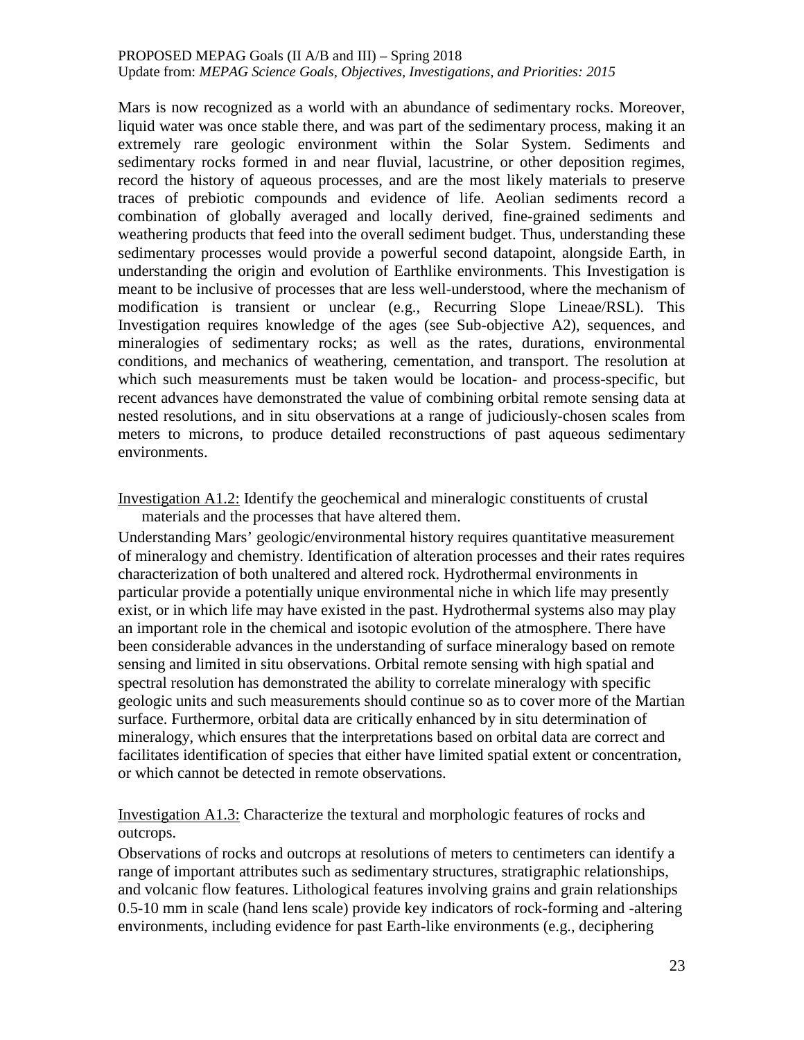Mars is now recognized as a world with an abundance of sedimentary rocks. Moreover, liquid water was once stable there, and was part of the sedimentary process, making it an extremely rare geologic environment within the Solar System. Sediments and sedimentary rocks formed in and near fluvial, lacustrine, or other deposition regimes, record the history of aqueous processes, and are the most likely materials to preserve traces of prebiotic compounds and evidence of life. Aeolian sediments record a combination of globally averaged and locally derived, fine-grained sediments and weathering products that feed into the overall sediment budget. Thus, understanding these sedimentary processes would provide a powerful second datapoint, alongside Earth, in understanding the origin and evolution of Earthlike environments. This Investigation is meant to be inclusive of processes that are less well-understood, where the mechanism of modification is transient or unclear (e.g., Recurring Slope Lineae/RSL). This Investigation requires knowledge of the ages (see Sub-objective A2), sequences, and mineralogies of sedimentary rocks; as well as the rates, durations, environmental conditions, and mechanics of weathering, cementation, and transport. The resolution at which such measurements must be taken would be location- and process-specific, but recent advances have demonstrated the value of combining orbital remote sensing data at nested resolutions, and in situ observations at a range of judiciously-chosen scales from meters to microns, to produce detailed reconstructions of past aqueous sedimentary environments.

Investigation A1.2: Identify the geochemical and mineralogic constituents of crustal materials and the processes that have altered them.

Understanding Mars' geologic/environmental history requires quantitative measurement of mineralogy and chemistry. Identification of alteration processes and their rates requires characterization of both unaltered and altered rock. Hydrothermal environments in particular provide a potentially unique environmental niche in which life may presently exist, or in which life may have existed in the past. Hydrothermal systems also may play an important role in the chemical and isotopic evolution of the atmosphere. There have been considerable advances in the understanding of surface mineralogy based on remote sensing and limited in situ observations. Orbital remote sensing with high spatial and spectral resolution has demonstrated the ability to correlate mineralogy with specific geologic units and such measurements should continue so as to cover more of the Martian surface. Furthermore, orbital data are critically enhanced by in situ determination of mineralogy, which ensures that the interpretations based on orbital data are correct and facilitates identification of species that either have limited spatial extent or concentration, or which cannot be detected in remote observations.

Investigation A1.3: Characterize the textural and morphologic features of rocks and outcrops.

Observations of rocks and outcrops at resolutions of meters to centimeters can identify a range of important attributes such as sedimentary structures, stratigraphic relationships, and volcanic flow features. Lithological features involving grains and grain relationships 0.5-10 mm in scale (hand lens scale) provide key indicators of rock-forming and -altering environments, including evidence for past Earth-like environments (e.g., deciphering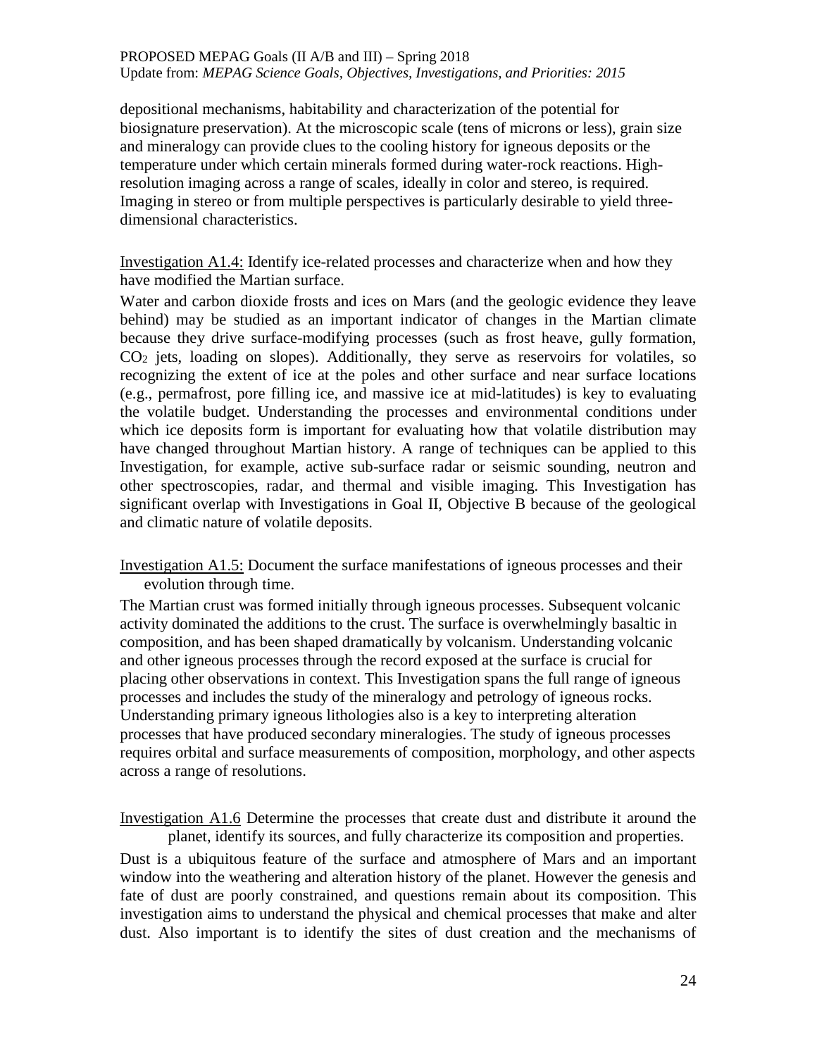depositional mechanisms, habitability and characterization of the potential for biosignature preservation). At the microscopic scale (tens of microns or less), grain size and mineralogy can provide clues to the cooling history for igneous deposits or the temperature under which certain minerals formed during water-rock reactions. High-resolution imaging across a range of scales, ideally in color and stereo, is required. Imaging in stereo or from multiple perspectives is particularly desirable to yield three-dimensional characteristics.

Investigation A1.4: Identify ice-related processes and characterize when and how they have modified the Martian surface.

Water and carbon dioxide frosts and ices on Mars (and the geologic evidence they leave behind) may be studied as an important indicator of changes in the Martian climate because they drive surface-modifying processes (such as frost heave, gully formation, $CO_2$ jets, loading on slopes). Additionally, they serve as reservoirs for volatiles, so recognizing the extent of ice at the poles and other surface and near surface locations (e.g., permafrost, pore filling ice, and massive ice at mid-latitudes) is key to evaluating the volatile budget. Understanding the processes and environmental conditions under which ice deposits form is important for evaluating how that volatile distribution may have changed throughout Martian history. A range of techniques can be applied to this Investigation, for example, active sub-surface radar or seismic sounding, neutron and other spectroscopies, radar, and thermal and visible imaging. This Investigation has significant overlap with Investigations in Goal II, Objective B because of the geological and climatic nature of volatile deposits.

Investigation A1.5: Document the surface manifestations of igneous processes and their evolution through time.

The Martian crust was formed initially through igneous processes. Subsequent volcanic activity dominated the additions to the crust. The surface is overwhelmingly basaltic in composition, and has been shaped dramatically by volcanism. Understanding volcanic and other igneous processes through the record exposed at the surface is crucial for placing other observations in context. This Investigation spans the full range of igneous processes and includes the study of the mineralogy and petrology of igneous rocks. Understanding primary igneous lithologies also is a key to interpreting alteration processes that have produced secondary mineralogies. The study of igneous processes requires orbital and surface measurements of composition, morphology, and other aspects across a range of resolutions.

Investigation A1.6 Determine the processes that create dust and distribute it around the planet, identify its sources, and fully characterize its composition and properties.

Dust is a ubiquitous feature of the surface and atmosphere of Mars and an important window into the weathering and alteration history of the planet. However the genesis and fate of dust are poorly constrained, and questions remain about its composition. This investigation aims to understand the physical and chemical processes that make and alter dust. Also important is to identify the sites of dust creation and the mechanisms of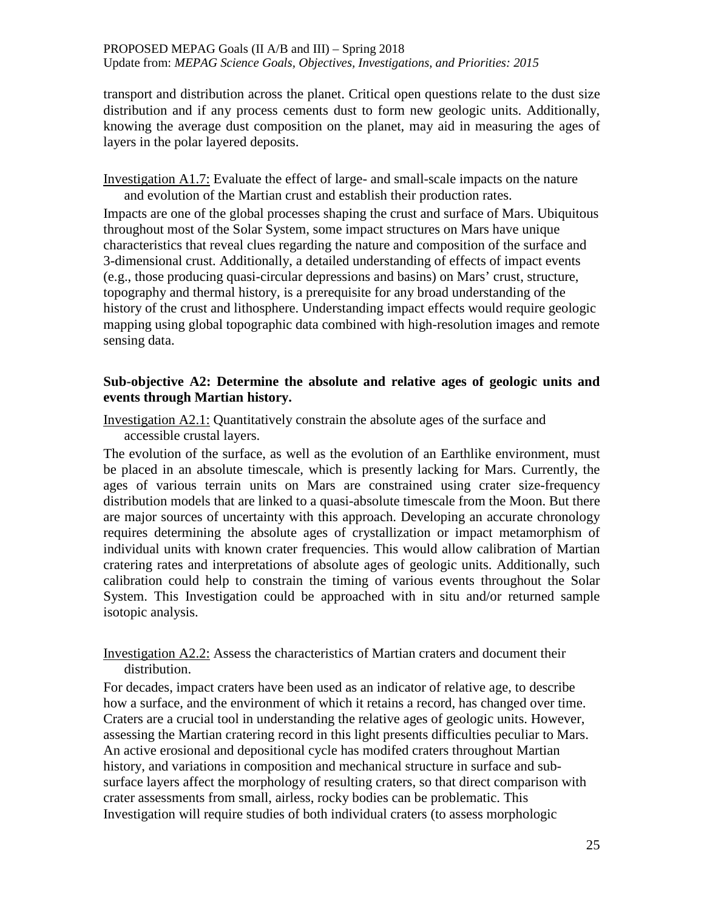transport and distribution across the planet. Critical open questions relate to the dust size distribution and if any process cements dust to form new geologic units. Additionally, knowing the average dust composition on the planet, may aid in measuring the ages of layers in the polar layered deposits.

Investigation A1.7: Evaluate the effect of large- and small-scale impacts on the nature and evolution of the Martian crust and establish their production rates.

Impacts are one of the global processes shaping the crust and surface of Mars. Ubiquitous throughout most of the Solar System, some impact structures on Mars have unique characteristics that reveal clues regarding the nature and composition of the surface and 3-dimensional crust. Additionally, a detailed understanding of effects of impact events (e.g., those producing quasi-circular depressions and basins) on Mars' crust, structure, topography and thermal history, is a prerequisite for any broad understanding of the history of the crust and lithosphere. Understanding impact effects would require geologic mapping using global topographic data combined with high-resolution images and remote sensing data.

**Sub-objective A2: Determine the absolute and relative ages of geologic units and events through Martian history.**

Investigation A2.1: Quantitatively constrain the absolute ages of the surface and accessible crustal layers.

The evolution of the surface, as well as the evolution of an Earthlike environment, must be placed in an absolute timescale, which is presently lacking for Mars. Currently, the ages of various terrain units on Mars are constrained using crater size-frequency distribution models that are linked to a quasi-absolute timescale from the Moon. But there are major sources of uncertainty with this approach. Developing an accurate chronology requires determining the absolute ages of crystallization or impact metamorphism of individual units with known crater frequencies. This would allow calibration of Martian cratering rates and interpretations of absolute ages of geologic units. Additionally, such calibration could help to constrain the timing of various events throughout the Solar System. This Investigation could be approached with in situ and/or returned sample isotopic analysis.

Investigation A2.2: Assess the characteristics of Martian craters and document their distribution.

For decades, impact craters have been used as an indicator of relative age, to describe how a surface, and the environment of which it retains a record, has changed over time. Craters are a crucial tool in understanding the relative ages of geologic units. However, assessing the Martian cratering record in this light presents difficulties peculiar to Mars. An active erosional and depositional cycle has modifed craters throughout Martian history, and variations in composition and mechanical structure in surface and sub-surface layers affect the morphology of resulting craters, so that direct comparison with crater assessments from small, airless, rocky bodies can be problematic. This Investigation will require studies of both individual craters (to assess morphologic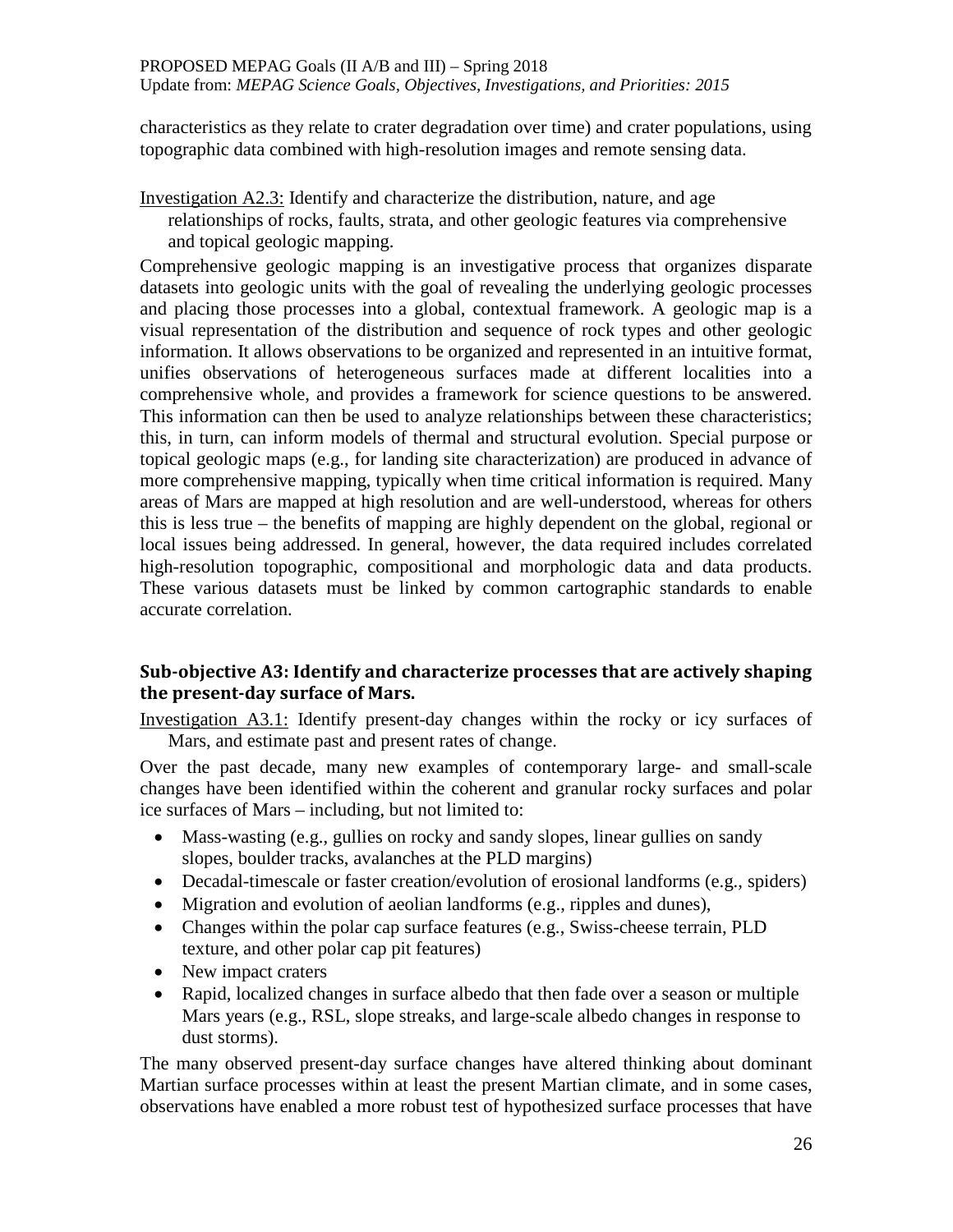characteristics as they relate to crater degradation over time) and crater populations, using topographic data combined with high-resolution images and remote sensing data.

Investigation A2.3: Identify and characterize the distribution, nature, and age relationships of rocks, faults, strata, and other geologic features via comprehensive and topical geologic mapping.

Comprehensive geologic mapping is an investigative process that organizes disparate datasets into geologic units with the goal of revealing the underlying geologic processes and placing those processes into a global, contextual framework. A geologic map is a visual representation of the distribution and sequence of rock types and other geologic information. It allows observations to be organized and represented in an intuitive format, unifies observations of heterogeneous surfaces made at different localities into a comprehensive whole, and provides a framework for science questions to be answered. This information can then be used to analyze relationships between these characteristics; this, in turn, can inform models of thermal and structural evolution. Special purpose or topical geologic maps (e.g., for landing site characterization) are produced in advance of more comprehensive mapping, typically when time critical information is required. Many areas of Mars are mapped at high resolution and are well-understood, whereas for others this is less true – the benefits of mapping are highly dependent on the global, regional or local issues being addressed. In general, however, the data required includes correlated high-resolution topographic, compositional and morphologic data and data products. These various datasets must be linked by common cartographic standards to enable accurate correlation.

### Sub-objective A3: Identify and characterize processes that are actively shaping the present-day surface of Mars.

Investigation A3.1: Identify present-day changes within the rocky or icy surfaces of Mars, and estimate past and present rates of change.

Over the past decade, many new examples of contemporary large- and small-scale changes have been identified within the coherent and granular rocky surfaces and polar ice surfaces of Mars – including, but not limited to:

- Mass-wasting (e.g., gullies on rocky and sandy slopes, linear gullies on sandy slopes, boulder tracks, avalanches at the PLD margins)
- Decadal-timescale or faster creation/evolution of erosional landforms (e.g., spiders)
- Migration and evolution of aeolian landforms (e.g., ripples and dunes),
- Changes within the polar cap surface features (e.g., Swiss-cheese terrain, PLD texture, and other polar cap pit features)
- New impact craters
- Rapid, localized changes in surface albedo that then fade over a season or multiple Mars years (e.g., RSL, slope streaks, and large-scale albedo changes in response to dust storms).

The many observed present-day surface changes have altered thinking about dominant Martian surface processes within at least the present Martian climate, and in some cases, observations have enabled a more robust test of hypothesized surface processes that have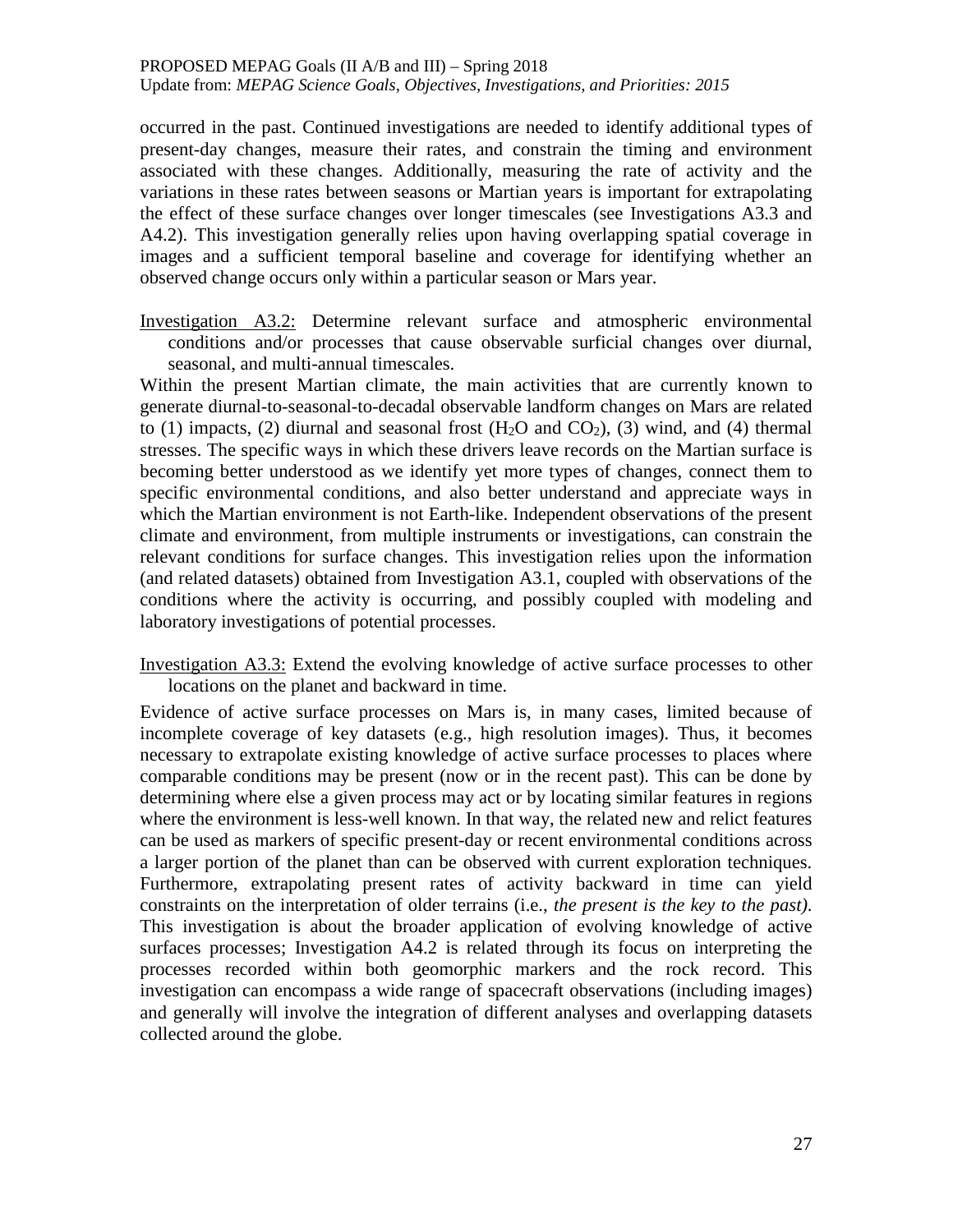occurred in the past. Continued investigations are needed to identify additional types of present-day changes, measure their rates, and constrain the timing and environment associated with these changes. Additionally, measuring the rate of activity and the variations in these rates between seasons or Martian years is important for extrapolating the effect of these surface changes over longer timescales (see Investigations A3.3 and A4.2). This investigation generally relies upon having overlapping spatial coverage in images and a sufficient temporal baseline and coverage for identifying whether an observed change occurs only within a particular season or Mars year.

Investigation A3.2: Determine relevant surface and atmospheric environmental conditions and/or processes that cause observable surficial changes over diurnal, seasonal, and multi-annual timescales.

Within the present Martian climate, the main activities that are currently known to generate diurnal-to-seasonal-to-decadal observable landform changes on Mars are related to (1) impacts, (2) diurnal and seasonal frost ($H_2O$ and $CO_2$), (3) wind, and (4) thermal stresses. The specific ways in which these drivers leave records on the Martian surface is becoming better understood as we identify yet more types of changes, connect them to specific environmental conditions, and also better understand and appreciate ways in which the Martian environment is not Earth-like. Independent observations of the present climate and environment, from multiple instruments or investigations, can constrain the relevant conditions for surface changes. This investigation relies upon the information (and related datasets) obtained from Investigation A3.1, coupled with observations of the conditions where the activity is occurring, and possibly coupled with modeling and laboratory investigations of potential processes.

Investigation A3.3: Extend the evolving knowledge of active surface processes to other locations on the planet and backward in time.

Evidence of active surface processes on Mars is, in many cases, limited because of incomplete coverage of key datasets (e.g., high resolution images). Thus, it becomes necessary to extrapolate existing knowledge of active surface processes to places where comparable conditions may be present (now or in the recent past). This can be done by determining where else a given process may act or by locating similar features in regions where the environment is less-well known. In that way, the related new and relict features can be used as markers of specific present-day or recent environmental conditions across a larger portion of the planet than can be observed with current exploration techniques. Furthermore, extrapolating present rates of activity backward in time can yield constraints on the interpretation of older terrains (i.e., *the present is the key to the past).* This investigation is about the broader application of evolving knowledge of active surfaces processes; Investigation A4.2 is related through its focus on interpreting the processes recorded within both geomorphic markers and the rock record. This investigation can encompass a wide range of spacecraft observations (including images) and generally will involve the integration of different analyses and overlapping datasets collected around the globe.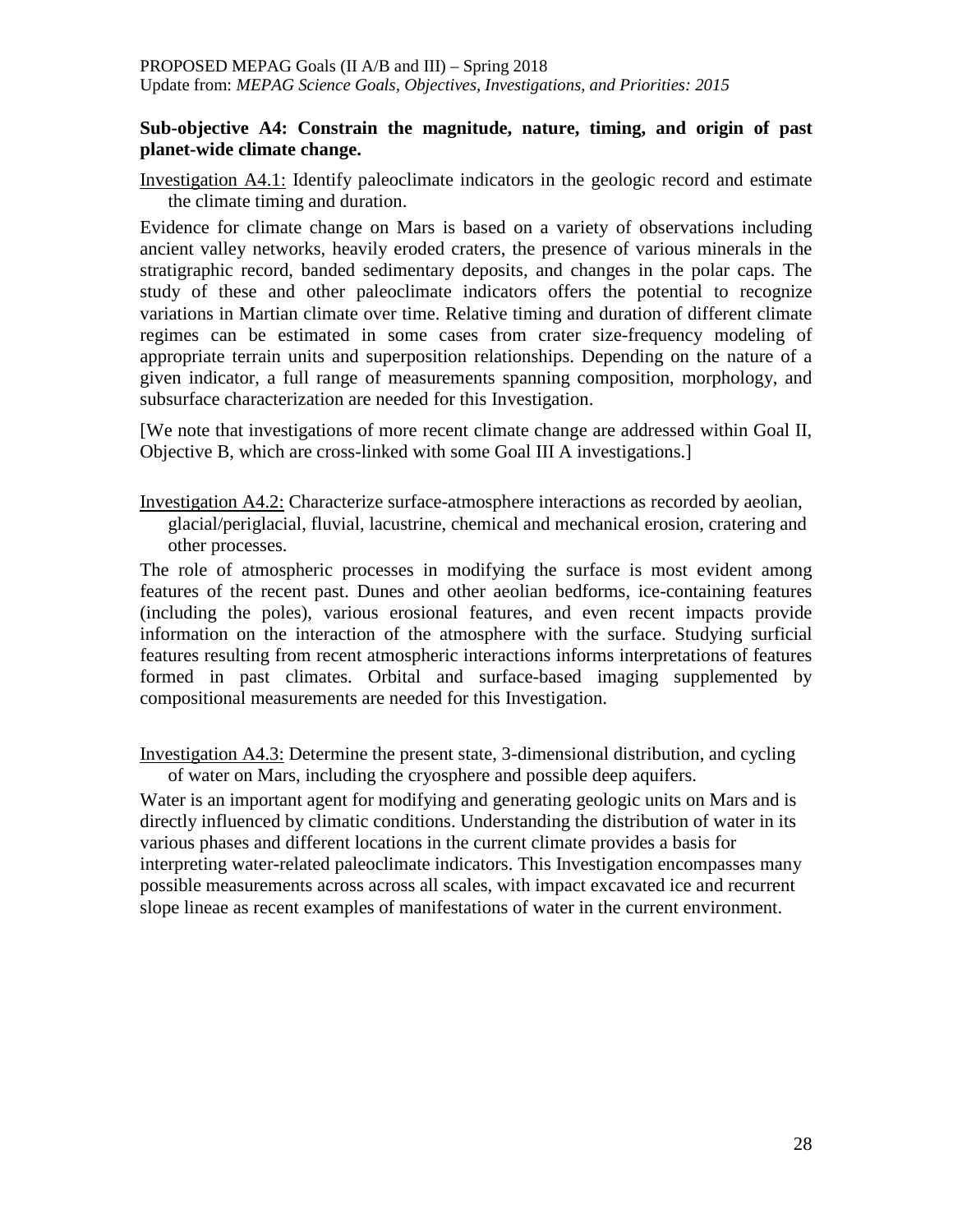**Sub-objective A4: Constrain the magnitude, nature, timing, and origin of past planet-wide climate change.**

Investigation A4.1: Identify paleoclimate indicators in the geologic record and estimate the climate timing and duration.

Evidence for climate change on Mars is based on a variety of observations including ancient valley networks, heavily eroded craters, the presence of various minerals in the stratigraphic record, banded sedimentary deposits, and changes in the polar caps. The study of these and other paleoclimate indicators offers the potential to recognize variations in Martian climate over time. Relative timing and duration of different climate regimes can be estimated in some cases from crater size-frequency modeling of appropriate terrain units and superposition relationships. Depending on the nature of a given indicator, a full range of measurements spanning composition, morphology, and subsurface characterization are needed for this Investigation.

[We note that investigations of more recent climate change are addressed within Goal II, Objective B, which are cross-linked with some Goal III A investigations.]

Investigation A4.2: Characterize surface-atmosphere interactions as recorded by aeolian, glacial/periglacial, fluvial, lacustrine, chemical and mechanical erosion, cratering and other processes.

The role of atmospheric processes in modifying the surface is most evident among features of the recent past. Dunes and other aeolian bedforms, ice-containing features (including the poles), various erosional features, and even recent impacts provide information on the interaction of the atmosphere with the surface. Studying surficial features resulting from recent atmospheric interactions informs interpretations of features formed in past climates. Orbital and surface-based imaging supplemented by compositional measurements are needed for this Investigation.

Investigation A4.3: Determine the present state, 3-dimensional distribution, and cycling of water on Mars, including the cryosphere and possible deep aquifers.

Water is an important agent for modifying and generating geologic units on Mars and is directly influenced by climatic conditions. Understanding the distribution of water in its various phases and different locations in the current climate provides a basis for interpreting water-related paleoclimate indicators. This Investigation encompasses many possible measurements across across all scales, with impact excavated ice and recurrent slope lineae as recent examples of manifestations of water in the current environment.